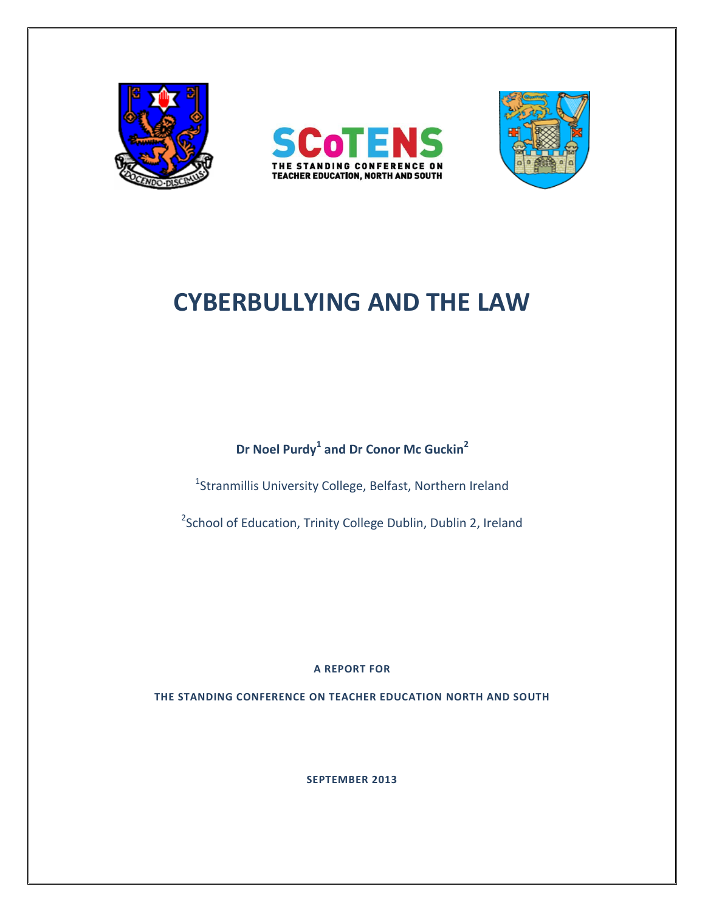SCoTENS

THE STANDING CONFERENCE ON TEACHER EDUCATION, NORTH AND SOUTH

# CYBERBULLYING AND THE LAW

**Dr Noel Purdy[1] and Dr Conor Mc Guckin[2]**

[1]Stranmillis University College, Belfast, Northern Ireland

[2]School of Education, Trinity College Dublin, Dublin 2, Ireland

**A REPORT FOR**

**THE STANDING CONFERENCE ON TEACHER EDUCATION NORTH AND SOUTH**

**SEPTEMBER 2013**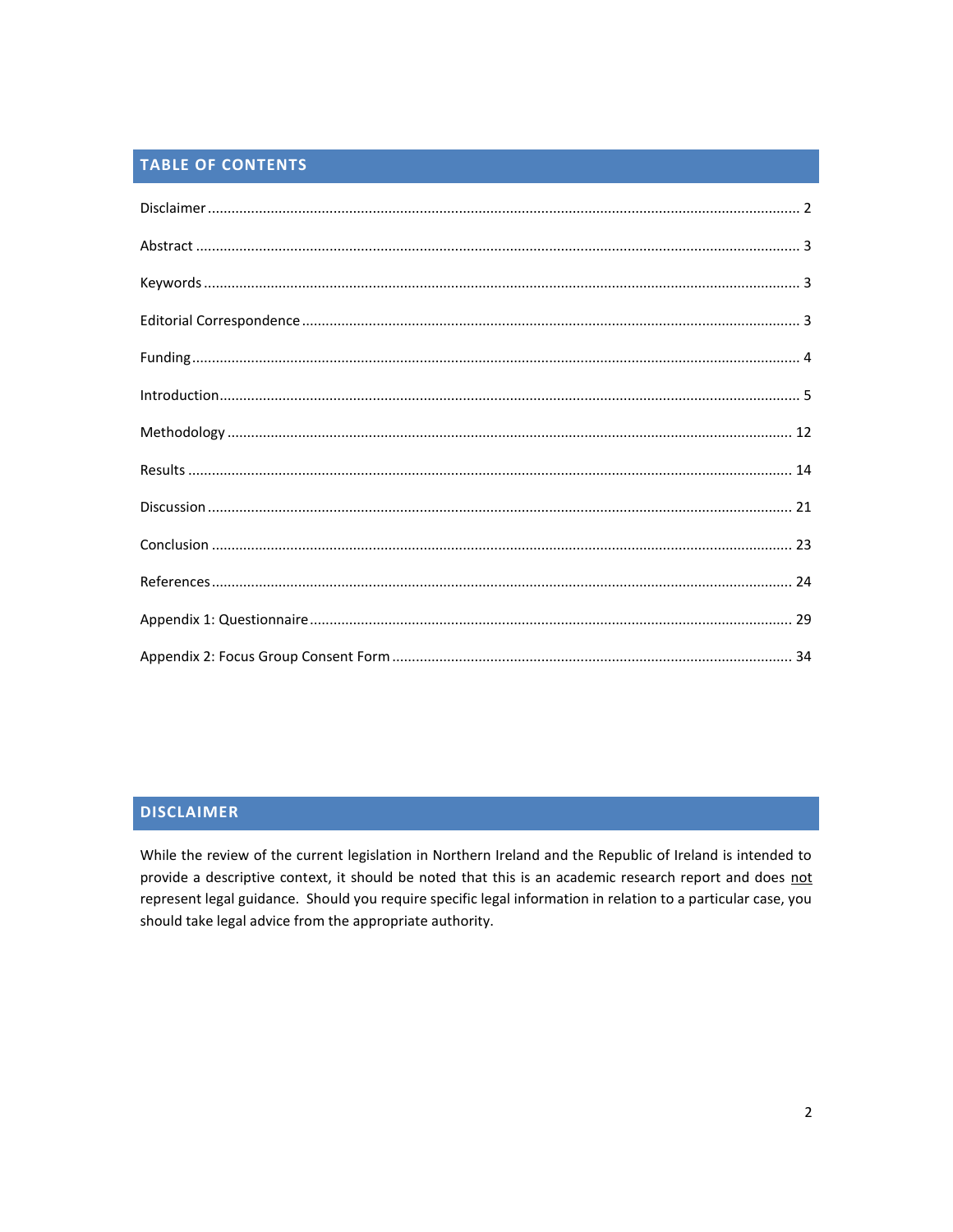## TABLE OF CONTENTS

Disclaimer ..... 2

Abstract ..... 3

Keywords ..... 3

Editorial Correspondence ..... 3

Funding ..... 4

Introduction ..... 5

Methodology ..... 12

Results ..... 14

Discussion ..... 21

Conclusion ..... 23

References ..... 24

Appendix 1: Questionnaire ..... 29

Appendix 2: Focus Group Consent Form ..... 34

## DISCLAIMER

While the review of the current legislation in Northern Ireland and the Republic of Ireland is intended to provide a descriptive context, it should be noted that this is an academic research report and does <u>not</u> represent legal guidance. Should you require specific legal information in relation to a particular case, you should take legal advice from the appropriate authority.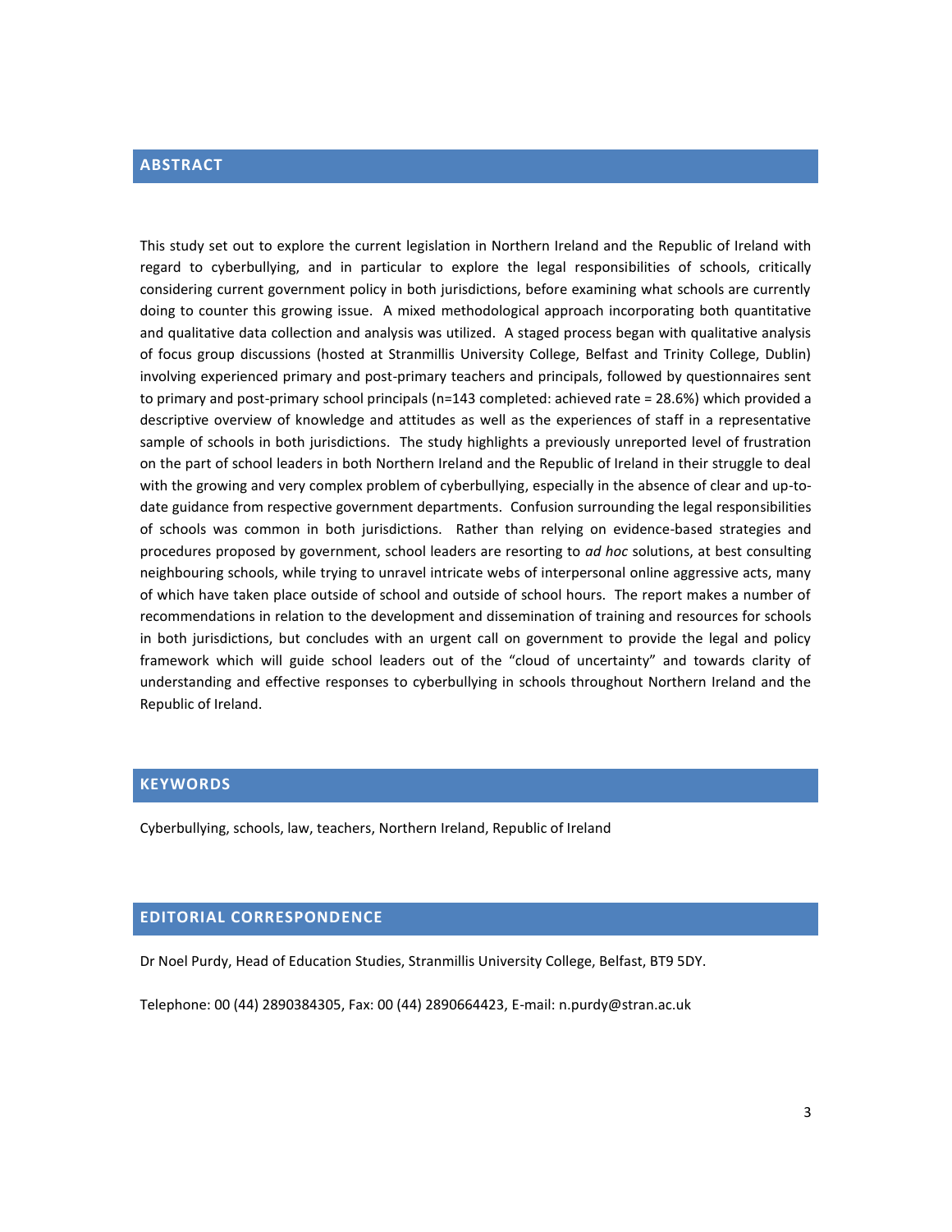## ABSTRACT

This study set out to explore the current legislation in Northern Ireland and the Republic of Ireland with regard to cyberbullying, and in particular to explore the legal responsibilities of schools, critically considering current government policy in both jurisdictions, before examining what schools are currently doing to counter this growing issue. A mixed methodological approach incorporating both quantitative and qualitative data collection and analysis was utilized. A staged process began with qualitative analysis of focus group discussions (hosted at Stranmillis University College, Belfast and Trinity College, Dublin) involving experienced primary and post-primary teachers and principals, followed by questionnaires sent to primary and post-primary school principals (n=143 completed: achieved rate = 28.6%) which provided a descriptive overview of knowledge and attitudes as well as the experiences of staff in a representative sample of schools in both jurisdictions. The study highlights a previously unreported level of frustration on the part of school leaders in both Northern Ireland and the Republic of Ireland in their struggle to deal with the growing and very complex problem of cyberbullying, especially in the absence of clear and up-to-date guidance from respective government departments. Confusion surrounding the legal responsibilities of schools was common in both jurisdictions. Rather than relying on evidence-based strategies and procedures proposed by government, school leaders are resorting to *ad hoc* solutions, at best consulting neighbouring schools, while trying to unravel intricate webs of interpersonal online aggressive acts, many of which have taken place outside of school and outside of school hours. The report makes a number of recommendations in relation to the development and dissemination of training and resources for schools in both jurisdictions, but concludes with an urgent call on government to provide the legal and policy framework which will guide school leaders out of the "cloud of uncertainty" and towards clarity of understanding and effective responses to cyberbullying in schools throughout Northern Ireland and the Republic of Ireland.

## KEYWORDS

Cyberbullying, schools, law, teachers, Northern Ireland, Republic of Ireland

## EDITORIAL CORRESPONDENCE

Dr Noel Purdy, Head of Education Studies, Stranmillis University College, Belfast, BT9 5DY.

Telephone: 00 (44) 2890384305, Fax: 00 (44) 2890664423, E-mail: n.purdy@stran.ac.uk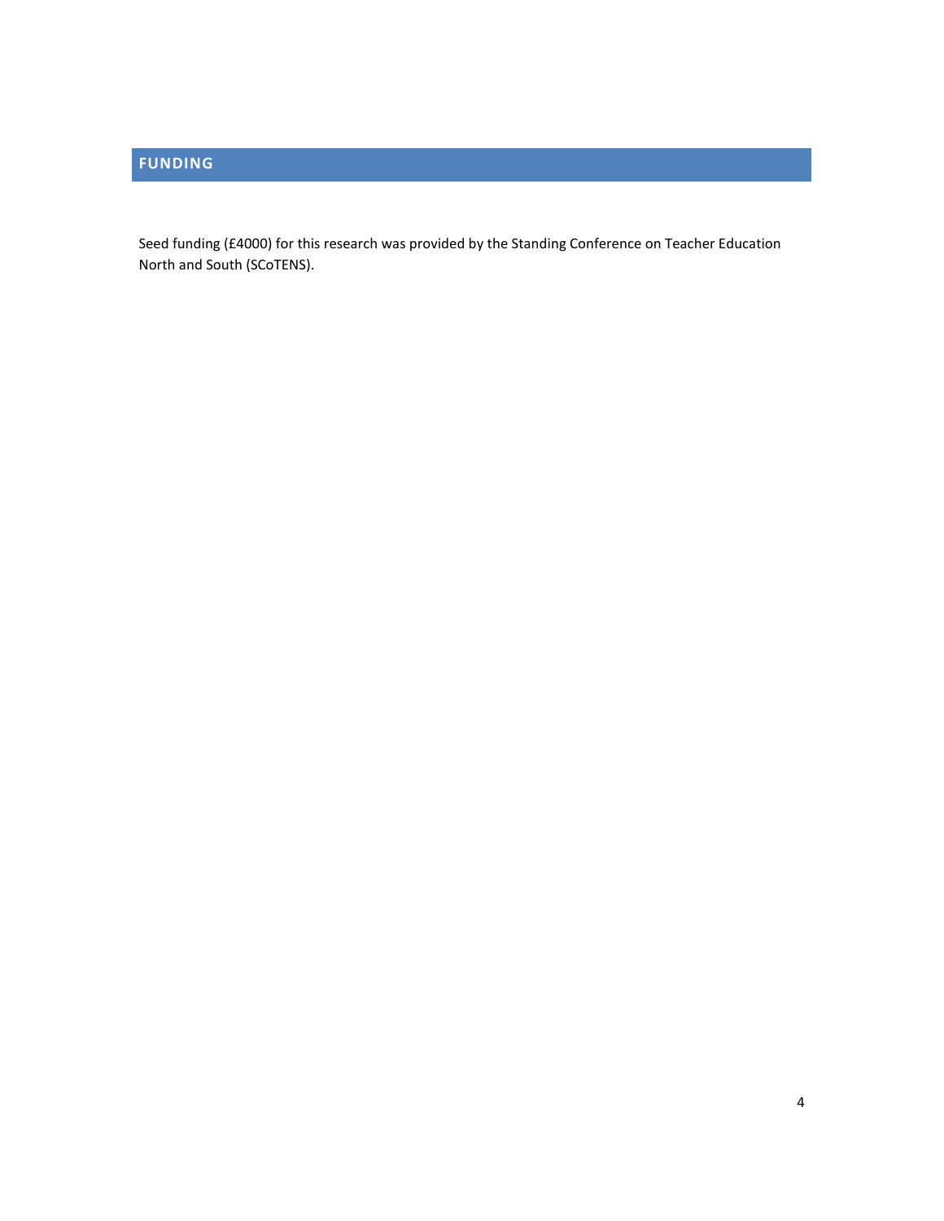## FUNDING

Seed funding (£4000) for this research was provided by the Standing Conference on Teacher Education North and South (SCoTENS).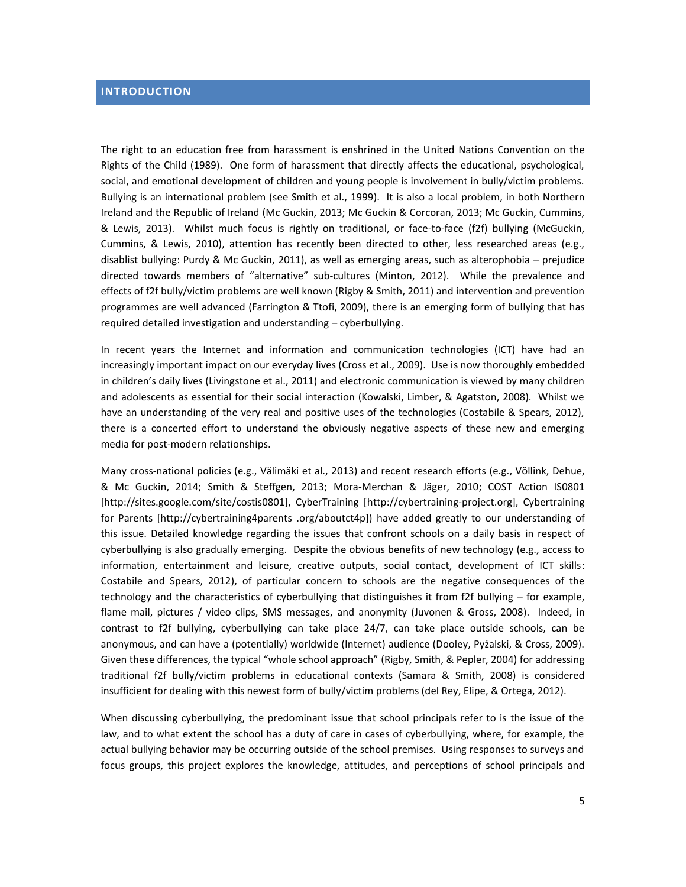## INTRODUCTION

The right to an education free from harassment is enshrined in the United Nations Convention on the Rights of the Child (1989). One form of harassment that directly affects the educational, psychological, social, and emotional development of children and young people is involvement in bully/victim problems. Bullying is an international problem (see Smith et al., 1999). It is also a local problem, in both Northern Ireland and the Republic of Ireland (Mc Guckin, 2013; Mc Guckin & Corcoran, 2013; Mc Guckin, Cummins, & Lewis, 2013). Whilst much focus is rightly on traditional, or face-to-face (f2f) bullying (McGuckin, Cummins, & Lewis, 2010), attention has recently been directed to other, less researched areas (e.g., disablist bullying: Purdy & Mc Guckin, 2011), as well as emerging areas, such as alterophobia – prejudice directed towards members of "alternative" sub-cultures (Minton, 2012). While the prevalence and effects of f2f bully/victim problems are well known (Rigby & Smith, 2011) and intervention and prevention programmes are well advanced (Farrington & Ttofi, 2009), there is an emerging form of bullying that has required detailed investigation and understanding – cyberbullying.

In recent years the Internet and information and communication technologies (ICT) have had an increasingly important impact on our everyday lives (Cross et al., 2009). Use is now thoroughly embedded in children's daily lives (Livingstone et al., 2011) and electronic communication is viewed by many children and adolescents as essential for their social interaction (Kowalski, Limber, & Agatston, 2008). Whilst we have an understanding of the very real and positive uses of the technologies (Costabile & Spears, 2012), there is a concerted effort to understand the obviously negative aspects of these new and emerging media for post-modern relationships.

Many cross-national policies (e.g., Välimäki et al., 2013) and recent research efforts (e.g., Völlink, Dehue, & Mc Guckin, 2014; Smith & Steffgen, 2013; Mora-Merchan & Jäger, 2010; COST Action IS0801 [http://sites.google.com/site/costis0801], CyberTraining [http://cybertraining-project.org], Cybertraining for Parents [http://cybertraining4parents .org/aboutct4p]) have added greatly to our understanding of this issue. Detailed knowledge regarding the issues that confront schools on a daily basis in respect of cyberbullying is also gradually emerging. Despite the obvious benefits of new technology (e.g., access to information, entertainment and leisure, creative outputs, social contact, development of ICT skills: Costabile and Spears, 2012), of particular concern to schools are the negative consequences of the technology and the characteristics of cyberbullying that distinguishes it from f2f bullying – for example, flame mail, pictures / video clips, SMS messages, and anonymity (Juvonen & Gross, 2008). Indeed, in contrast to f2f bullying, cyberbullying can take place 24/7, can take place outside schools, can be anonymous, and can have a (potentially) worldwide (Internet) audience (Dooley, Pyżalski, & Cross, 2009). Given these differences, the typical "whole school approach" (Rigby, Smith, & Pepler, 2004) for addressing traditional f2f bully/victim problems in educational contexts (Samara & Smith, 2008) is considered insufficient for dealing with this newest form of bully/victim problems (del Rey, Elipe, & Ortega, 2012).

When discussing cyberbullying, the predominant issue that school principals refer to is the issue of the law, and to what extent the school has a duty of care in cases of cyberbullying, where, for example, the actual bullying behavior may be occurring outside of the school premises. Using responses to surveys and focus groups, this project explores the knowledge, attitudes, and perceptions of school principals and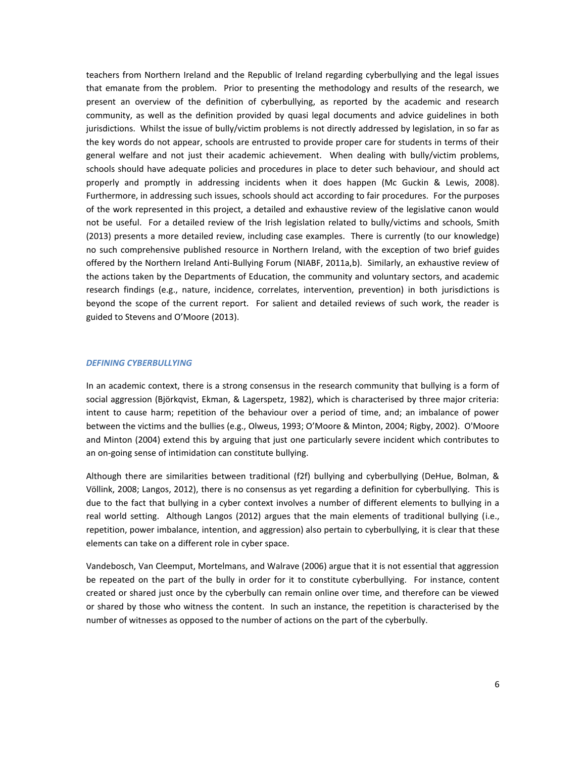teachers from Northern Ireland and the Republic of Ireland regarding cyberbullying and the legal issues that emanate from the problem. Prior to presenting the methodology and results of the research, we present an overview of the definition of cyberbullying, as reported by the academic and research community, as well as the definition provided by quasi legal documents and advice guidelines in both jurisdictions. Whilst the issue of bully/victim problems is not directly addressed by legislation, in so far as the key words do not appear, schools are entrusted to provide proper care for students in terms of their general welfare and not just their academic achievement. When dealing with bully/victim problems, schools should have adequate policies and procedures in place to deter such behaviour, and should act properly and promptly in addressing incidents when it does happen (Mc Guckin & Lewis, 2008). Furthermore, in addressing such issues, schools should act according to fair procedures. For the purposes of the work represented in this project, a detailed and exhaustive review of the legislative canon would not be useful. For a detailed review of the Irish legislation related to bully/victims and schools, Smith (2013) presents a more detailed review, including case examples. There is currently (to our knowledge) no such comprehensive published resource in Northern Ireland, with the exception of two brief guides offered by the Northern Ireland Anti-Bullying Forum (NIABF, 2011a,b). Similarly, an exhaustive review of the actions taken by the Departments of Education, the community and voluntary sectors, and academic research findings (e.g., nature, incidence, correlates, intervention, prevention) in both jurisdictions is beyond the scope of the current report. For salient and detailed reviews of such work, the reader is guided to Stevens and O'Moore (2013).

### *DEFINING CYBERBULLYING*

In an academic context, there is a strong consensus in the research community that bullying is a form of social aggression (Björkqvist, Ekman, & Lagerspetz, 1982), which is characterised by three major criteria: intent to cause harm; repetition of the behaviour over a period of time, and; an imbalance of power between the victims and the bullies (e.g., Olweus, 1993; O'Moore & Minton, 2004; Rigby, 2002). O'Moore and Minton (2004) extend this by arguing that just one particularly severe incident which contributes to an on-going sense of intimidation can constitute bullying.

Although there are similarities between traditional (f2f) bullying and cyberbullying (DeHue, Bolman, & Völlink, 2008; Langos, 2012), there is no consensus as yet regarding a definition for cyberbullying. This is due to the fact that bullying in a cyber context involves a number of different elements to bullying in a real world setting. Although Langos (2012) argues that the main elements of traditional bullying (i.e., repetition, power imbalance, intention, and aggression) also pertain to cyberbullying, it is clear that these elements can take on a different role in cyber space.

Vandebosch, Van Cleemput, Mortelmans, and Walrave (2006) argue that it is not essential that aggression be repeated on the part of the bully in order for it to constitute cyberbullying. For instance, content created or shared just once by the cyberbully can remain online over time, and therefore can be viewed or shared by those who witness the content. In such an instance, the repetition is characterised by the number of witnesses as opposed to the number of actions on the part of the cyberbully.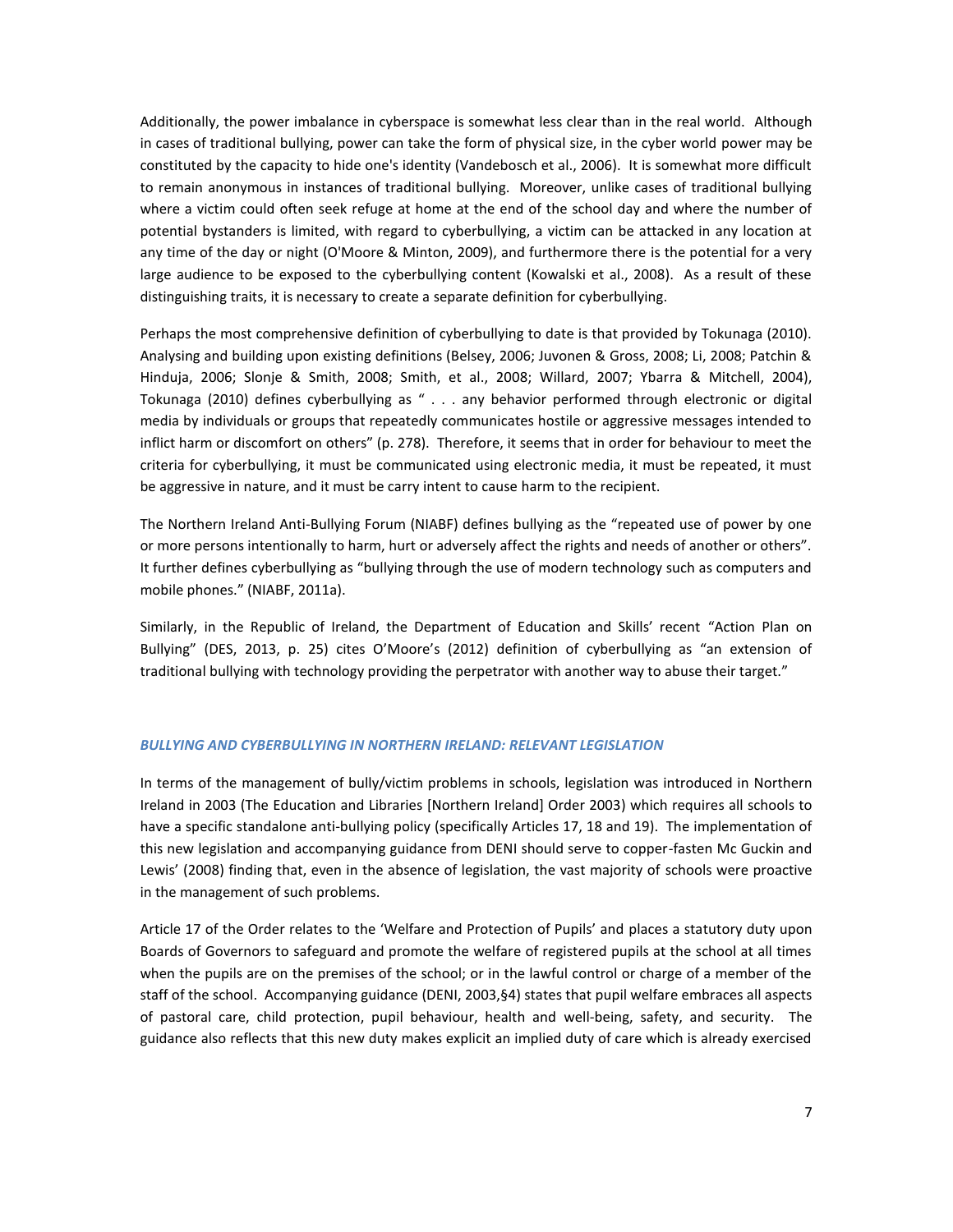Additionally, the power imbalance in cyberspace is somewhat less clear than in the real world. Although in cases of traditional bullying, power can take the form of physical size, in the cyber world power may be constituted by the capacity to hide one's identity (Vandebosch et al., 2006). It is somewhat more difficult to remain anonymous in instances of traditional bullying. Moreover, unlike cases of traditional bullying where a victim could often seek refuge at home at the end of the school day and where the number of potential bystanders is limited, with regard to cyberbullying, a victim can be attacked in any location at any time of the day or night (O'Moore & Minton, 2009), and furthermore there is the potential for a very large audience to be exposed to the cyberbullying content (Kowalski et al., 2008). As a result of these distinguishing traits, it is necessary to create a separate definition for cyberbullying.

Perhaps the most comprehensive definition of cyberbullying to date is that provided by Tokunaga (2010). Analysing and building upon existing definitions (Belsey, 2006; Juvonen & Gross, 2008; Li, 2008; Patchin & Hinduja, 2006; Slonje & Smith, 2008; Smith, et al., 2008; Willard, 2007; Ybarra & Mitchell, 2004), Tokunaga (2010) defines cyberbullying as " . . . any behavior performed through electronic or digital media by individuals or groups that repeatedly communicates hostile or aggressive messages intended to inflict harm or discomfort on others" (p. 278). Therefore, it seems that in order for behaviour to meet the criteria for cyberbullying, it must be communicated using electronic media, it must be repeated, it must be aggressive in nature, and it must be carry intent to cause harm to the recipient.

The Northern Ireland Anti-Bullying Forum (NIABF) defines bullying as the "repeated use of power by one or more persons intentionally to harm, hurt or adversely affect the rights and needs of another or others". It further defines cyberbullying as "bullying through the use of modern technology such as computers and mobile phones." (NIABF, 2011a).

Similarly, in the Republic of Ireland, the Department of Education and Skills' recent "Action Plan on Bullying" (DES, 2013, p. 25) cites O'Moore's (2012) definition of cyberbullying as "an extension of traditional bullying with technology providing the perpetrator with another way to abuse their target."

## *BULLYING AND CYBERBULLYING IN NORTHERN IRELAND: RELEVANT LEGISLATION*

In terms of the management of bully/victim problems in schools, legislation was introduced in Northern Ireland in 2003 (The Education and Libraries [Northern Ireland] Order 2003) which requires all schools to have a specific standalone anti-bullying policy (specifically Articles 17, 18 and 19). The implementation of this new legislation and accompanying guidance from DENI should serve to copper-fasten Mc Guckin and Lewis' (2008) finding that, even in the absence of legislation, the vast majority of schools were proactive in the management of such problems.

Article 17 of the Order relates to the 'Welfare and Protection of Pupils' and places a statutory duty upon Boards of Governors to safeguard and promote the welfare of registered pupils at the school at all times when the pupils are on the premises of the school; or in the lawful control or charge of a member of the staff of the school. Accompanying guidance (DENI, 2003,§4) states that pupil welfare embraces all aspects of pastoral care, child protection, pupil behaviour, health and well-being, safety, and security. The guidance also reflects that this new duty makes explicit an implied duty of care which is already exercised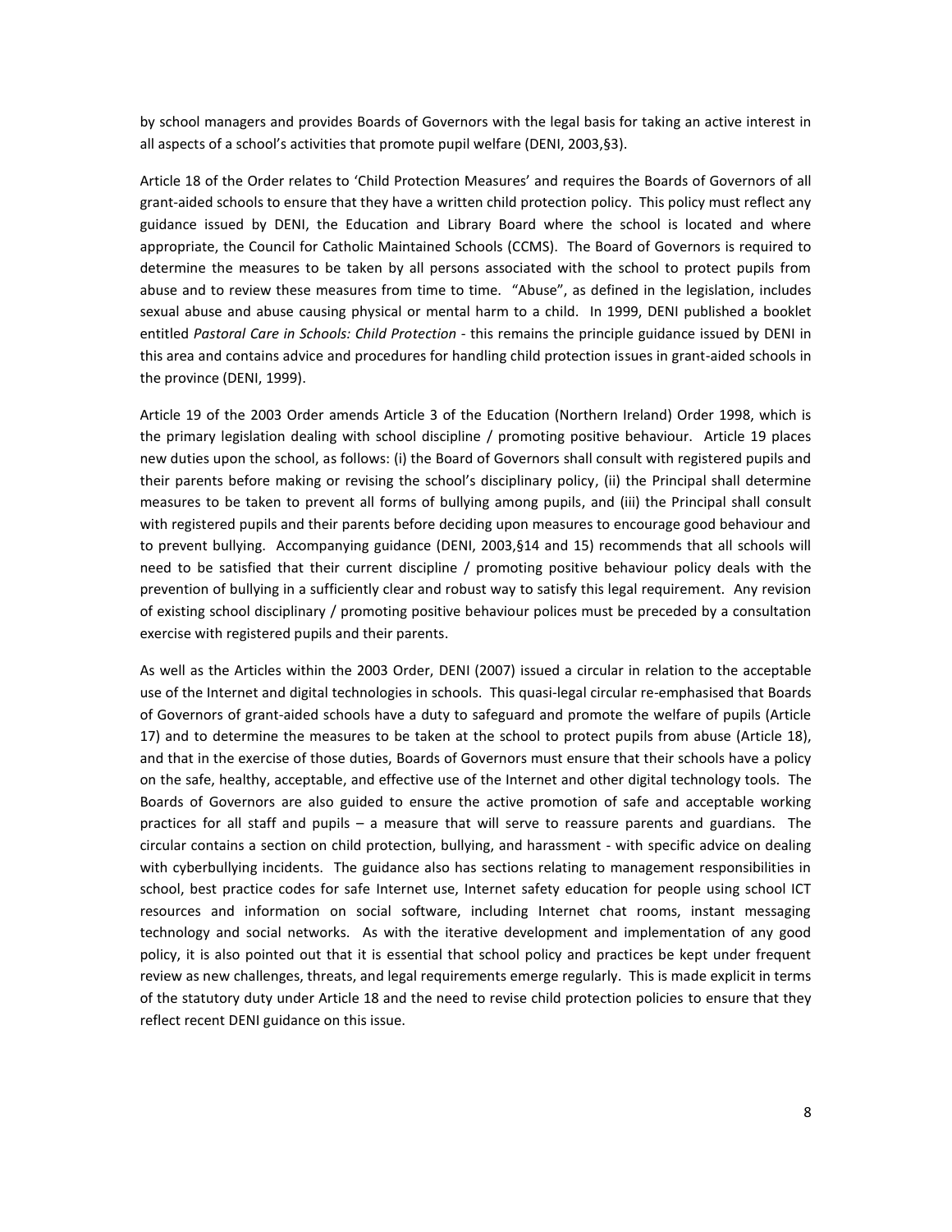by school managers and provides Boards of Governors with the legal basis for taking an active interest in all aspects of a school's activities that promote pupil welfare (DENI, 2003,§3).

Article 18 of the Order relates to 'Child Protection Measures' and requires the Boards of Governors of all grant-aided schools to ensure that they have a written child protection policy. This policy must reflect any guidance issued by DENI, the Education and Library Board where the school is located and where appropriate, the Council for Catholic Maintained Schools (CCMS). The Board of Governors is required to determine the measures to be taken by all persons associated with the school to protect pupils from abuse and to review these measures from time to time. "Abuse", as defined in the legislation, includes sexual abuse and abuse causing physical or mental harm to a child. In 1999, DENI published a booklet entitled *Pastoral Care in Schools: Child Protection* - this remains the principle guidance issued by DENI in this area and contains advice and procedures for handling child protection issues in grant-aided schools in the province (DENI, 1999).

Article 19 of the 2003 Order amends Article 3 of the Education (Northern Ireland) Order 1998, which is the primary legislation dealing with school discipline / promoting positive behaviour. Article 19 places new duties upon the school, as follows: (i) the Board of Governors shall consult with registered pupils and their parents before making or revising the school's disciplinary policy, (ii) the Principal shall determine measures to be taken to prevent all forms of bullying among pupils, and (iii) the Principal shall consult with registered pupils and their parents before deciding upon measures to encourage good behaviour and to prevent bullying. Accompanying guidance (DENI, 2003,§14 and 15) recommends that all schools will need to be satisfied that their current discipline / promoting positive behaviour policy deals with the prevention of bullying in a sufficiently clear and robust way to satisfy this legal requirement. Any revision of existing school disciplinary / promoting positive behaviour polices must be preceded by a consultation exercise with registered pupils and their parents.

As well as the Articles within the 2003 Order, DENI (2007) issued a circular in relation to the acceptable use of the Internet and digital technologies in schools. This quasi-legal circular re-emphasised that Boards of Governors of grant-aided schools have a duty to safeguard and promote the welfare of pupils (Article 17) and to determine the measures to be taken at the school to protect pupils from abuse (Article 18), and that in the exercise of those duties, Boards of Governors must ensure that their schools have a policy on the safe, healthy, acceptable, and effective use of the Internet and other digital technology tools. The Boards of Governors are also guided to ensure the active promotion of safe and acceptable working practices for all staff and pupils – a measure that will serve to reassure parents and guardians. The circular contains a section on child protection, bullying, and harassment - with specific advice on dealing with cyberbullying incidents. The guidance also has sections relating to management responsibilities in school, best practice codes for safe Internet use, Internet safety education for people using school ICT resources and information on social software, including Internet chat rooms, instant messaging technology and social networks. As with the iterative development and implementation of any good policy, it is also pointed out that it is essential that school policy and practices be kept under frequent review as new challenges, threats, and legal requirements emerge regularly. This is made explicit in terms of the statutory duty under Article 18 and the need to revise child protection policies to ensure that they reflect recent DENI guidance on this issue.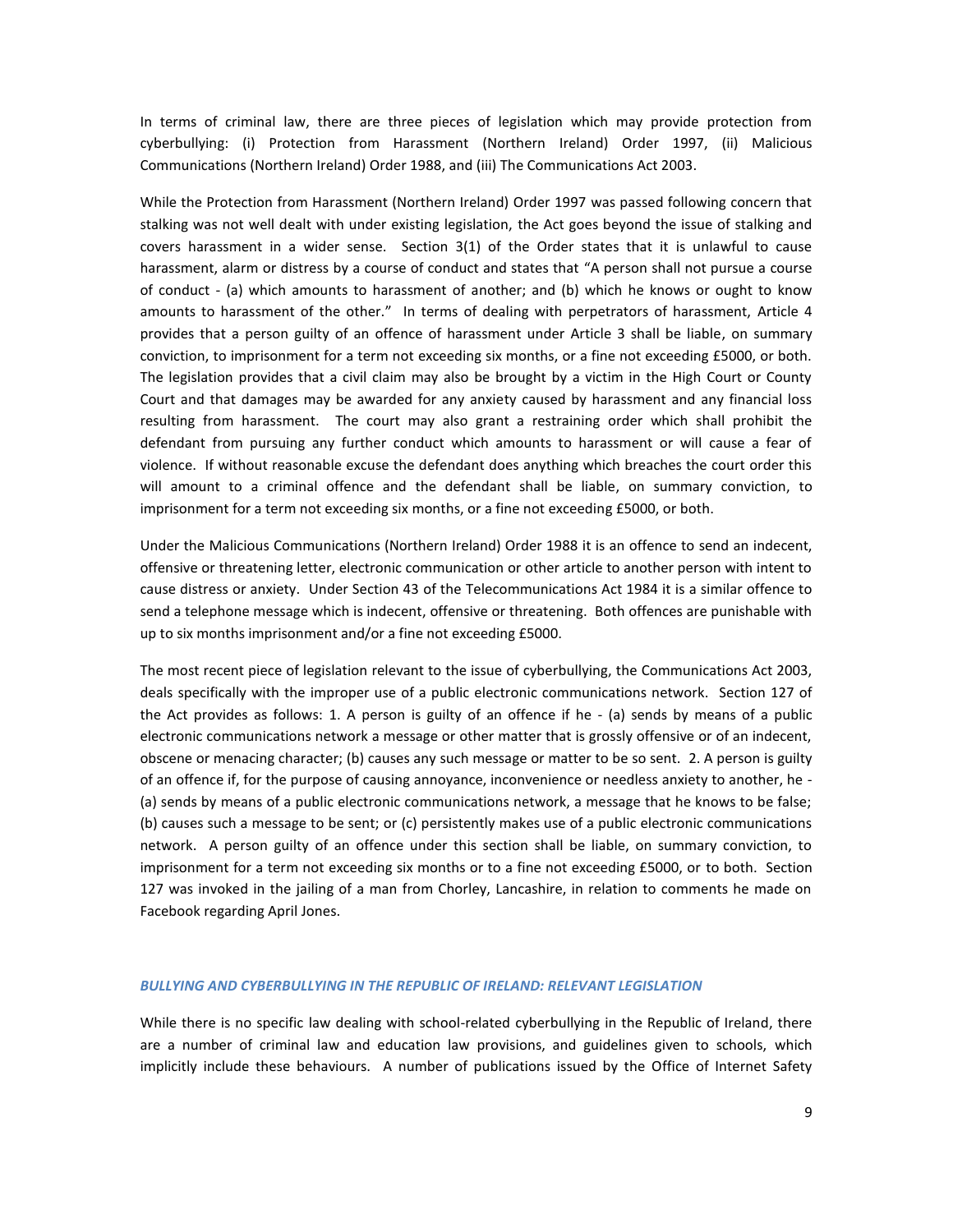In terms of criminal law, there are three pieces of legislation which may provide protection from cyberbullying: (i) Protection from Harassment (Northern Ireland) Order 1997, (ii) Malicious Communications (Northern Ireland) Order 1988, and (iii) The Communications Act 2003.

While the Protection from Harassment (Northern Ireland) Order 1997 was passed following concern that stalking was not well dealt with under existing legislation, the Act goes beyond the issue of stalking and covers harassment in a wider sense. Section 3(1) of the Order states that it is unlawful to cause harassment, alarm or distress by a course of conduct and states that "A person shall not pursue a course of conduct - (a) which amounts to harassment of another; and (b) which he knows or ought to know amounts to harassment of the other." In terms of dealing with perpetrators of harassment, Article 4 provides that a person guilty of an offence of harassment under Article 3 shall be liable, on summary conviction, to imprisonment for a term not exceeding six months, or a fine not exceeding £5000, or both. The legislation provides that a civil claim may also be brought by a victim in the High Court or County Court and that damages may be awarded for any anxiety caused by harassment and any financial loss resulting from harassment. The court may also grant a restraining order which shall prohibit the defendant from pursuing any further conduct which amounts to harassment or will cause a fear of violence. If without reasonable excuse the defendant does anything which breaches the court order this will amount to a criminal offence and the defendant shall be liable, on summary conviction, to imprisonment for a term not exceeding six months, or a fine not exceeding £5000, or both.

Under the Malicious Communications (Northern Ireland) Order 1988 it is an offence to send an indecent, offensive or threatening letter, electronic communication or other article to another person with intent to cause distress or anxiety. Under Section 43 of the Telecommunications Act 1984 it is a similar offence to send a telephone message which is indecent, offensive or threatening. Both offences are punishable with up to six months imprisonment and/or a fine not exceeding £5000.

The most recent piece of legislation relevant to the issue of cyberbullying, the Communications Act 2003, deals specifically with the improper use of a public electronic communications network. Section 127 of the Act provides as follows: 1. A person is guilty of an offence if he - (a) sends by means of a public electronic communications network a message or other matter that is grossly offensive or of an indecent, obscene or menacing character; (b) causes any such message or matter to be so sent. 2. A person is guilty of an offence if, for the purpose of causing annoyance, inconvenience or needless anxiety to another, he - (a) sends by means of a public electronic communications network, a message that he knows to be false; (b) causes such a message to be sent; or (c) persistently makes use of a public electronic communications network. A person guilty of an offence under this section shall be liable, on summary conviction, to imprisonment for a term not exceeding six months or to a fine not exceeding £5000, or to both. Section 127 was invoked in the jailing of a man from Chorley, Lancashire, in relation to comments he made on Facebook regarding April Jones.

### *BULLYING AND CYBERBULLYING IN THE REPUBLIC OF IRELAND: RELEVANT LEGISLATION*

While there is no specific law dealing with school-related cyberbullying in the Republic of Ireland, there are a number of criminal law and education law provisions, and guidelines given to schools, which implicitly include these behaviours. A number of publications issued by the Office of Internet Safety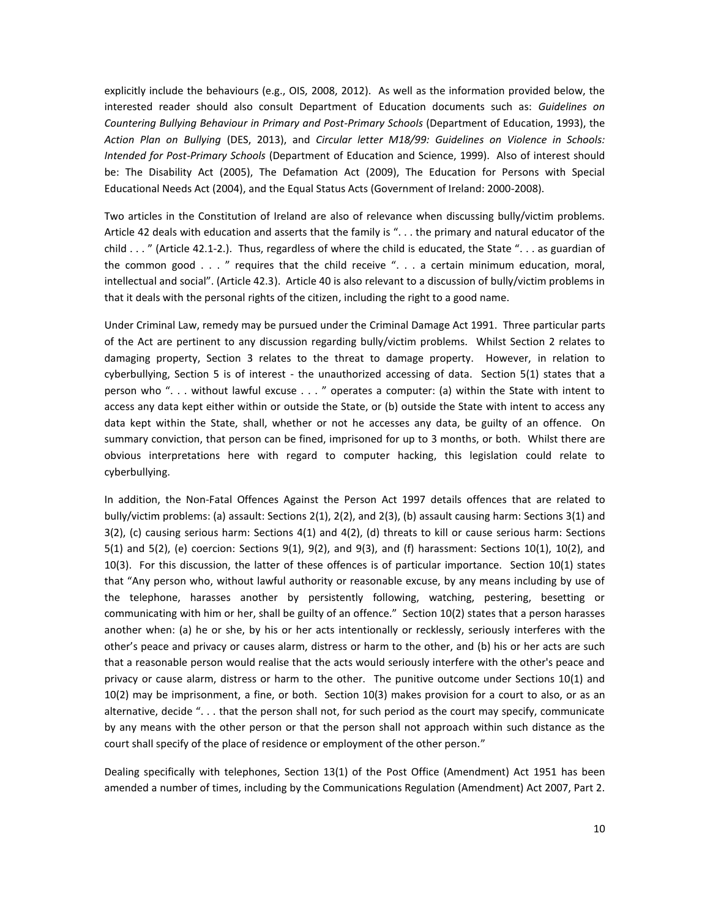explicitly include the behaviours (e.g., OIS, 2008, 2012). As well as the information provided below, the interested reader should also consult Department of Education documents such as: *Guidelines on Countering Bullying Behaviour in Primary and Post-Primary Schools* (Department of Education, 1993), the *Action Plan on Bullying* (DES, 2013), and *Circular letter M18/99: Guidelines on Violence in Schools: Intended for Post-Primary Schools* (Department of Education and Science, 1999). Also of interest should be: The Disability Act (2005), The Defamation Act (2009), The Education for Persons with Special Educational Needs Act (2004), and the Equal Status Acts (Government of Ireland: 2000-2008).

Two articles in the Constitution of Ireland are also of relevance when discussing bully/victim problems. Article 42 deals with education and asserts that the family is ". . . the primary and natural educator of the child . . . " (Article 42.1-2.). Thus, regardless of where the child is educated, the State ". . . as guardian of the common good . . . " requires that the child receive ". . . a certain minimum education, moral, intellectual and social". (Article 42.3). Article 40 is also relevant to a discussion of bully/victim problems in that it deals with the personal rights of the citizen, including the right to a good name.

Under Criminal Law, remedy may be pursued under the Criminal Damage Act 1991. Three particular parts of the Act are pertinent to any discussion regarding bully/victim problems. Whilst Section 2 relates to damaging property, Section 3 relates to the threat to damage property. However, in relation to cyberbullying, Section 5 is of interest - the unauthorized accessing of data. Section 5(1) states that a person who ". . . without lawful excuse . . . " operates a computer: (a) within the State with intent to access any data kept either within or outside the State, or (b) outside the State with intent to access any data kept within the State, shall, whether or not he accesses any data, be guilty of an offence. On summary conviction, that person can be fined, imprisoned for up to 3 months, or both. Whilst there are obvious interpretations here with regard to computer hacking, this legislation could relate to cyberbullying.

In addition, the Non-Fatal Offences Against the Person Act 1997 details offences that are related to bully/victim problems: (a) assault: Sections 2(1), 2(2), and 2(3), (b) assault causing harm: Sections 3(1) and 3(2), (c) causing serious harm: Sections 4(1) and 4(2), (d) threats to kill or cause serious harm: Sections 5(1) and 5(2), (e) coercion: Sections 9(1), 9(2), and 9(3), and (f) harassment: Sections 10(1), 10(2), and 10(3). For this discussion, the latter of these offences is of particular importance. Section 10(1) states that "Any person who, without lawful authority or reasonable excuse, by any means including by use of the telephone, harasses another by persistently following, watching, pestering, besetting or communicating with him or her, shall be guilty of an offence." Section 10(2) states that a person harasses another when: (a) he or she, by his or her acts intentionally or recklessly, seriously interferes with the other's peace and privacy or causes alarm, distress or harm to the other, and (b) his or her acts are such that a reasonable person would realise that the acts would seriously interfere with the other's peace and privacy or cause alarm, distress or harm to the other. The punitive outcome under Sections 10(1) and 10(2) may be imprisonment, a fine, or both. Section 10(3) makes provision for a court to also, or as an alternative, decide ". . . that the person shall not, for such period as the court may specify, communicate by any means with the other person or that the person shall not approach within such distance as the court shall specify of the place of residence or employment of the other person."

Dealing specifically with telephones, Section 13(1) of the Post Office (Amendment) Act 1951 has been amended a number of times, including by the Communications Regulation (Amendment) Act 2007, Part 2.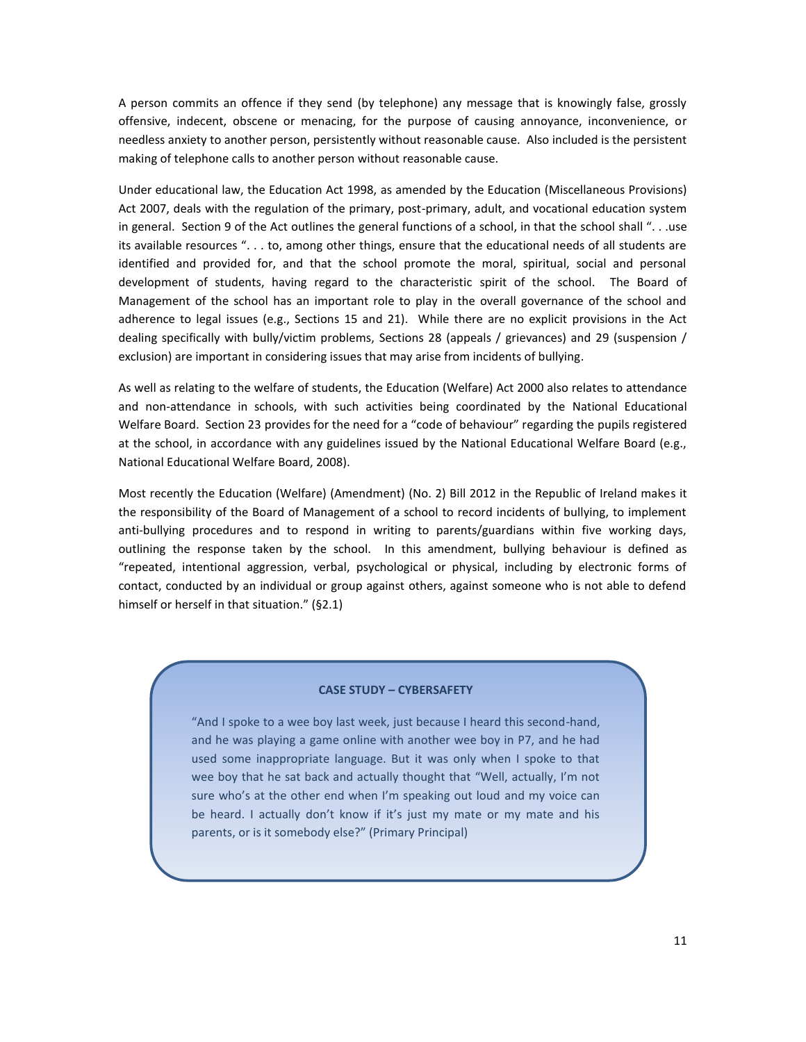A person commits an offence if they send (by telephone) any message that is knowingly false, grossly offensive, indecent, obscene or menacing, for the purpose of causing annoyance, inconvenience, or needless anxiety to another person, persistently without reasonable cause. Also included is the persistent making of telephone calls to another person without reasonable cause.

Under educational law, the Education Act 1998, as amended by the Education (Miscellaneous Provisions) Act 2007, deals with the regulation of the primary, post-primary, adult, and vocational education system in general. Section 9 of the Act outlines the general functions of a school, in that the school shall ". . .use its available resources ". . . to, among other things, ensure that the educational needs of all students are identified and provided for, and that the school promote the moral, spiritual, social and personal development of students, having regard to the characteristic spirit of the school. The Board of Management of the school has an important role to play in the overall governance of the school and adherence to legal issues (e.g., Sections 15 and 21). While there are no explicit provisions in the Act dealing specifically with bully/victim problems, Sections 28 (appeals / grievances) and 29 (suspension / exclusion) are important in considering issues that may arise from incidents of bullying.

As well as relating to the welfare of students, the Education (Welfare) Act 2000 also relates to attendance and non-attendance in schools, with such activities being coordinated by the National Educational Welfare Board. Section 23 provides for the need for a "code of behaviour" regarding the pupils registered at the school, in accordance with any guidelines issued by the National Educational Welfare Board (e.g., National Educational Welfare Board, 2008).

Most recently the Education (Welfare) (Amendment) (No. 2) Bill 2012 in the Republic of Ireland makes it the responsibility of the Board of Management of a school to record incidents of bullying, to implement anti-bullying procedures and to respond in writing to parents/guardians within five working days, outlining the response taken by the school. In this amendment, bullying behaviour is defined as "repeated, intentional aggression, verbal, psychological or physical, including by electronic forms of contact, conducted by an individual or group against others, against someone who is not able to defend himself or herself in that situation." (§2.1)

**CASE STUDY – CYBERSAFETY**

"And I spoke to a wee boy last week, just because I heard this second-hand, and he was playing a game online with another wee boy in P7, and he had used some inappropriate language. But it was only when I spoke to that wee boy that he sat back and actually thought that "Well, actually, I'm not sure who's at the other end when I'm speaking out loud and my voice can be heard. I actually don't know if it's just my mate or my mate and his parents, or is it somebody else?" (Primary Principal)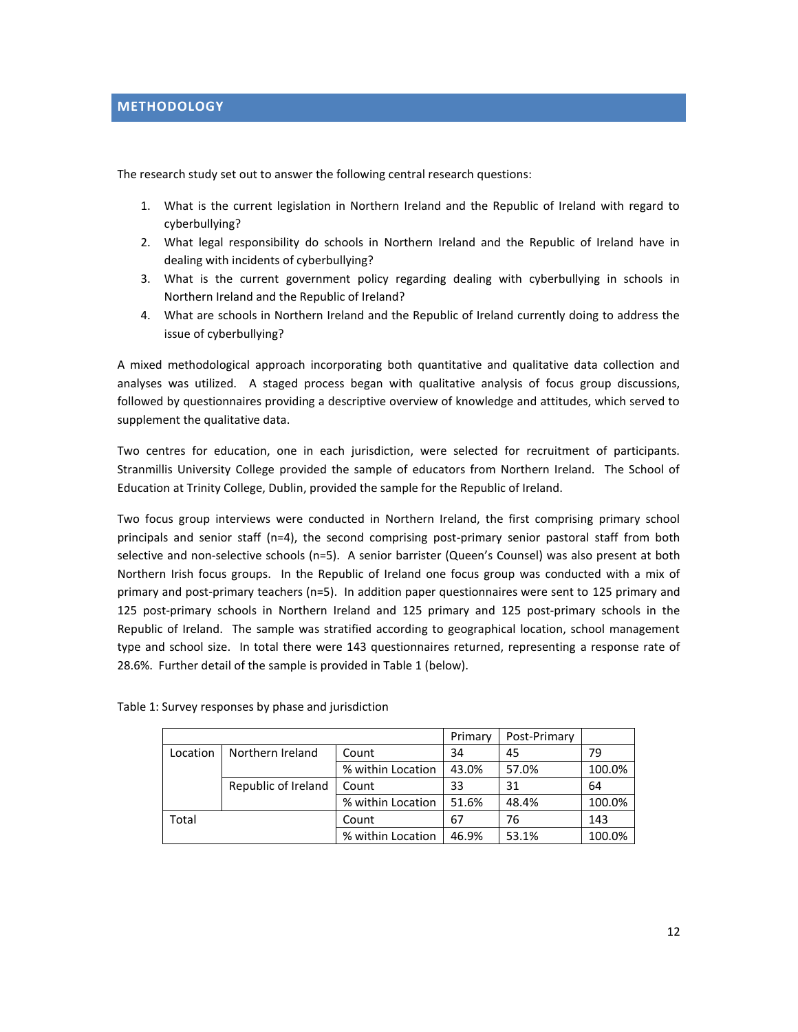## METHODOLOGY

The research study set out to answer the following central research questions:

1. What is the current legislation in Northern Ireland and the Republic of Ireland with regard to cyberbullying?
2. What legal responsibility do schools in Northern Ireland and the Republic of Ireland have in dealing with incidents of cyberbullying?
3. What is the current government policy regarding dealing with cyberbullying in schools in Northern Ireland and the Republic of Ireland?
4. What are schools in Northern Ireland and the Republic of Ireland currently doing to address the issue of cyberbullying?

A mixed methodological approach incorporating both quantitative and qualitative data collection and analyses was utilized. A staged process began with qualitative analysis of focus group discussions, followed by questionnaires providing a descriptive overview of knowledge and attitudes, which served to supplement the qualitative data.

Two centres for education, one in each jurisdiction, were selected for recruitment of participants. Stranmillis University College provided the sample of educators from Northern Ireland. The School of Education at Trinity College, Dublin, provided the sample for the Republic of Ireland.

Two focus group interviews were conducted in Northern Ireland, the first comprising primary school principals and senior staff (n=4), the second comprising post-primary senior pastoral staff from both selective and non-selective schools (n=5). A senior barrister (Queen's Counsel) was also present at both Northern Irish focus groups. In the Republic of Ireland one focus group was conducted with a mix of primary and post-primary teachers (n=5). In addition paper questionnaires were sent to 125 primary and 125 post-primary schools in Northern Ireland and 125 primary and 125 post-primary schools in the Republic of Ireland. The sample was stratified according to geographical location, school management type and school size. In total there were 143 questionnaires returned, representing a response rate of 28.6%. Further detail of the sample is provided in Table 1 (below).

Table 1: Survey responses by phase and jurisdiction

| | | | Primary | Post-Primary | |
|---|---|---|---|---|---|
| Location | Northern Ireland | Count | 34 | 45 | 79 |
| | | % within Location | 43.0% | 57.0% | 100.0% |
| | Republic of Ireland | Count | 33 | 31 | 64 |
| | | % within Location | 51.6% | 48.4% | 100.0% |
| Total | | Count | 67 | 76 | 143 |
| | | % within Location | 46.9% | 53.1% | 100.0% |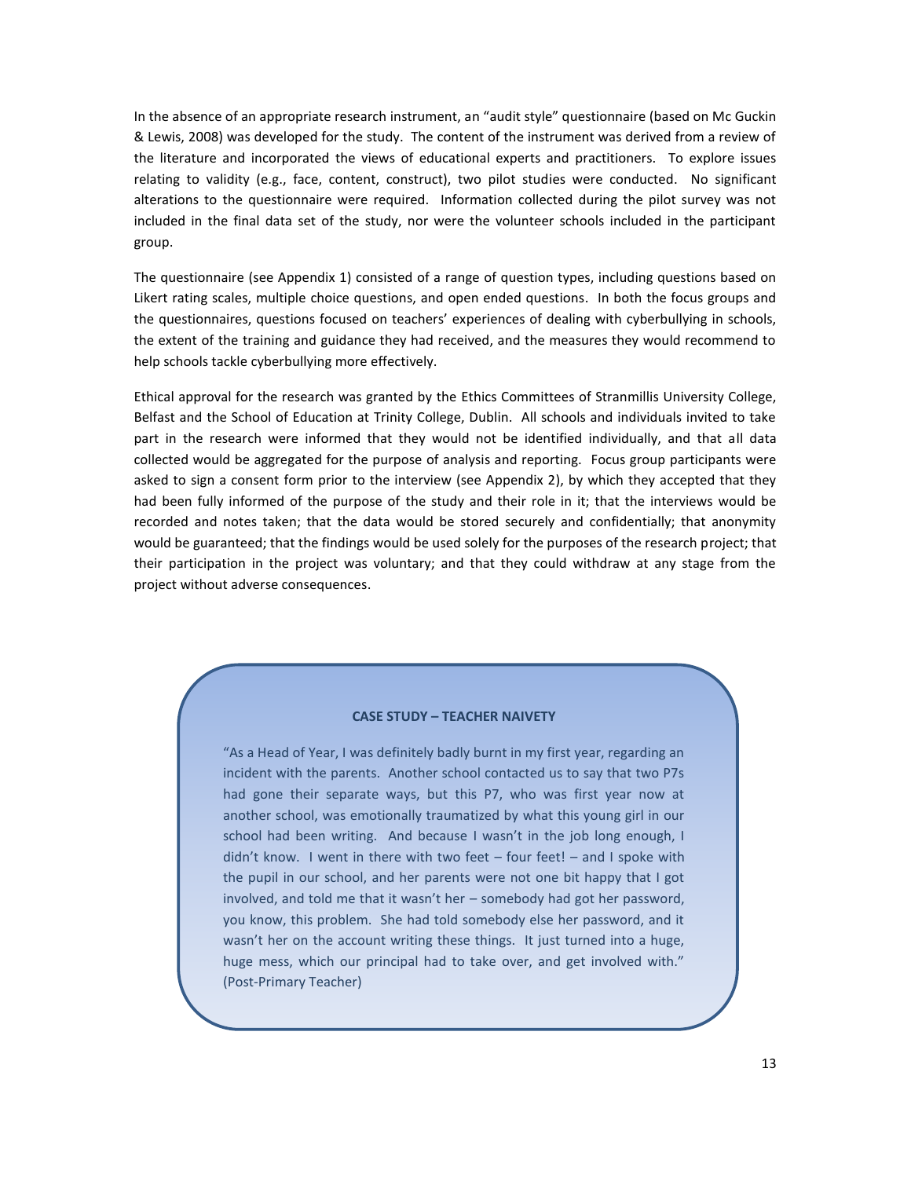In the absence of an appropriate research instrument, an "audit style" questionnaire (based on Mc Guckin & Lewis, 2008) was developed for the study. The content of the instrument was derived from a review of the literature and incorporated the views of educational experts and practitioners. To explore issues relating to validity (e.g., face, content, construct), two pilot studies were conducted. No significant alterations to the questionnaire were required. Information collected during the pilot survey was not included in the final data set of the study, nor were the volunteer schools included in the participant group.

The questionnaire (see Appendix 1) consisted of a range of question types, including questions based on Likert rating scales, multiple choice questions, and open ended questions. In both the focus groups and the questionnaires, questions focused on teachers' experiences of dealing with cyberbullying in schools, the extent of the training and guidance they had received, and the measures they would recommend to help schools tackle cyberbullying more effectively.

Ethical approval for the research was granted by the Ethics Committees of Stranmillis University College, Belfast and the School of Education at Trinity College, Dublin. All schools and individuals invited to take part in the research were informed that they would not be identified individually, and that all data collected would be aggregated for the purpose of analysis and reporting. Focus group participants were asked to sign a consent form prior to the interview (see Appendix 2), by which they accepted that they had been fully informed of the purpose of the study and their role in it; that the interviews would be recorded and notes taken; that the data would be stored securely and confidentially; that anonymity would be guaranteed; that the findings would be used solely for the purposes of the research project; that their participation in the project was voluntary; and that they could withdraw at any stage from the project without adverse consequences.

**CASE STUDY – TEACHER NAIVETY**

"As a Head of Year, I was definitely badly burnt in my first year, regarding an incident with the parents. Another school contacted us to say that two P7s had gone their separate ways, but this P7, who was first year now at another school, was emotionally traumatized by what this young girl in our school had been writing. And because I wasn't in the job long enough, I didn't know. I went in there with two feet – four feet! – and I spoke with the pupil in our school, and her parents were not one bit happy that I got involved, and told me that it wasn't her – somebody had got her password, you know, this problem. She had told somebody else her password, and it wasn't her on the account writing these things. It just turned into a huge, huge mess, which our principal had to take over, and get involved with." (Post-Primary Teacher)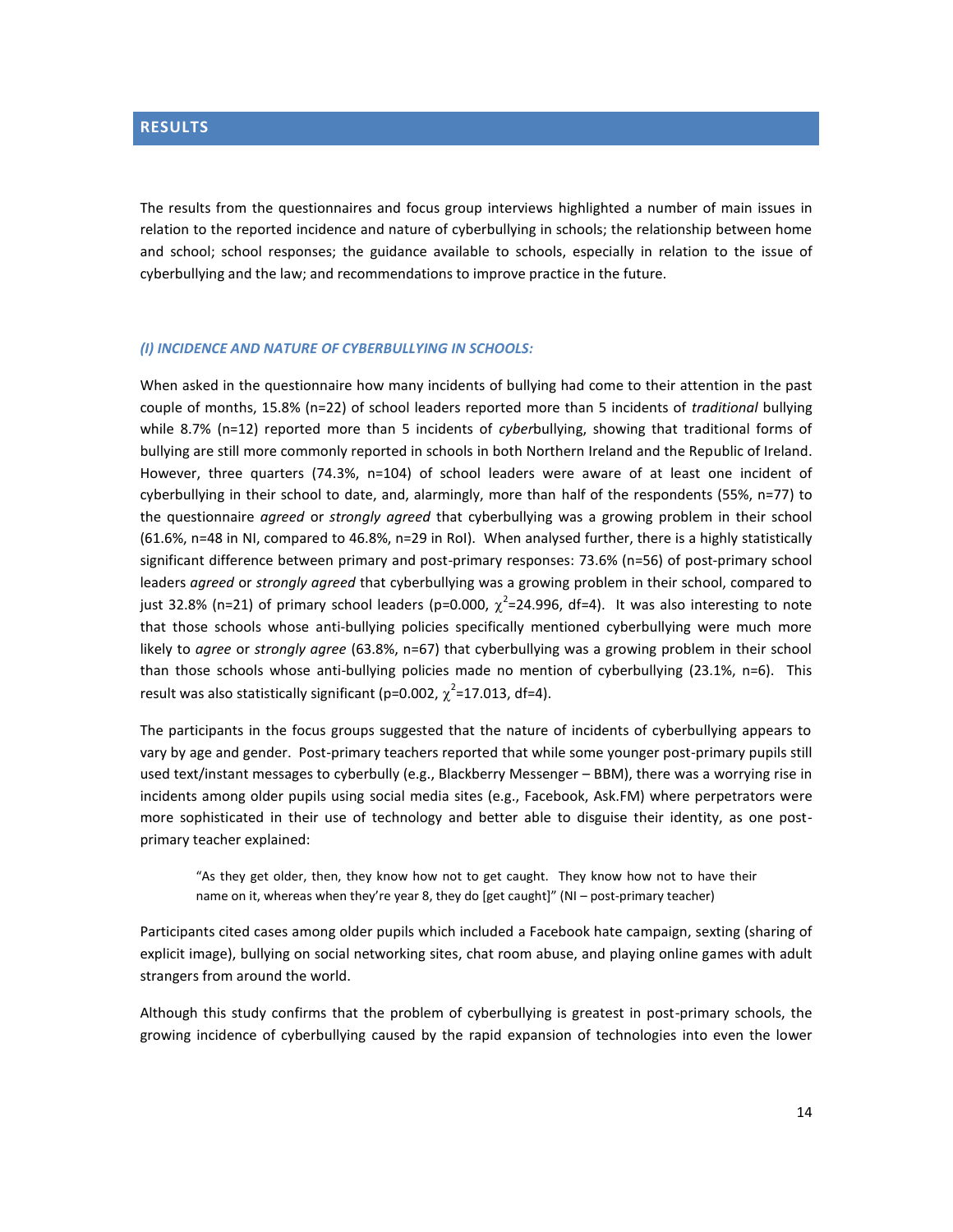## RESULTS

The results from the questionnaires and focus group interviews highlighted a number of main issues in relation to the reported incidence and nature of cyberbullying in schools; the relationship between home and school; school responses; the guidance available to schools, especially in relation to the issue of cyberbullying and the law; and recommendations to improve practice in the future.

### *(I) INCIDENCE AND NATURE OF CYBERBULLYING IN SCHOOLS:*

When asked in the questionnaire how many incidents of bullying had come to their attention in the past couple of months, 15.8% (n=22) of school leaders reported more than 5 incidents of *traditional* bullying while 8.7% (n=12) reported more than 5 incidents of *cyber*bullying, showing that traditional forms of bullying are still more commonly reported in schools in both Northern Ireland and the Republic of Ireland. However, three quarters (74.3%, n=104) of school leaders were aware of at least one incident of cyberbullying in their school to date, and, alarmingly, more than half of the respondents (55%, n=77) to the questionnaire *agreed* or *strongly agreed* that cyberbullying was a growing problem in their school (61.6%, n=48 in NI, compared to 46.8%, n=29 in RoI). When analysed further, there is a highly statistically significant difference between primary and post-primary responses: 73.6% (n=56) of post-primary school leaders *agreed* or *strongly agreed* that cyberbullying was a growing problem in their school, compared to just 32.8% (n=21) of primary school leaders ($p=0.000$, $\chi^2=24.996$, $df=4$). It was also interesting to note that those schools whose anti-bullying policies specifically mentioned cyberbullying were much more likely to *agree* or *strongly agree* (63.8%, n=67) that cyberbullying was a growing problem in their school than those schools whose anti-bullying policies made no mention of cyberbullying (23.1%, n=6). This result was also statistically significant ($p=0.002$, $\chi^2=17.013$, $df=4$).

The participants in the focus groups suggested that the nature of incidents of cyberbullying appears to vary by age and gender. Post-primary teachers reported that while some younger post-primary pupils still used text/instant messages to cyberbully (e.g., Blackberry Messenger – BBM), there was a worrying rise in incidents among older pupils using social media sites (e.g., Facebook, Ask.FM) where perpetrators were more sophisticated in their use of technology and better able to disguise their identity, as one post-primary teacher explained:

> "As they get older, then, they know how not to get caught. They know how not to have their name on it, whereas when they're year 8, they do [get caught]" (NI – post-primary teacher)

Participants cited cases among older pupils which included a Facebook hate campaign, sexting (sharing of explicit image), bullying on social networking sites, chat room abuse, and playing online games with adult strangers from around the world.

Although this study confirms that the problem of cyberbullying is greatest in post-primary schools, the growing incidence of cyberbullying caused by the rapid expansion of technologies into even the lower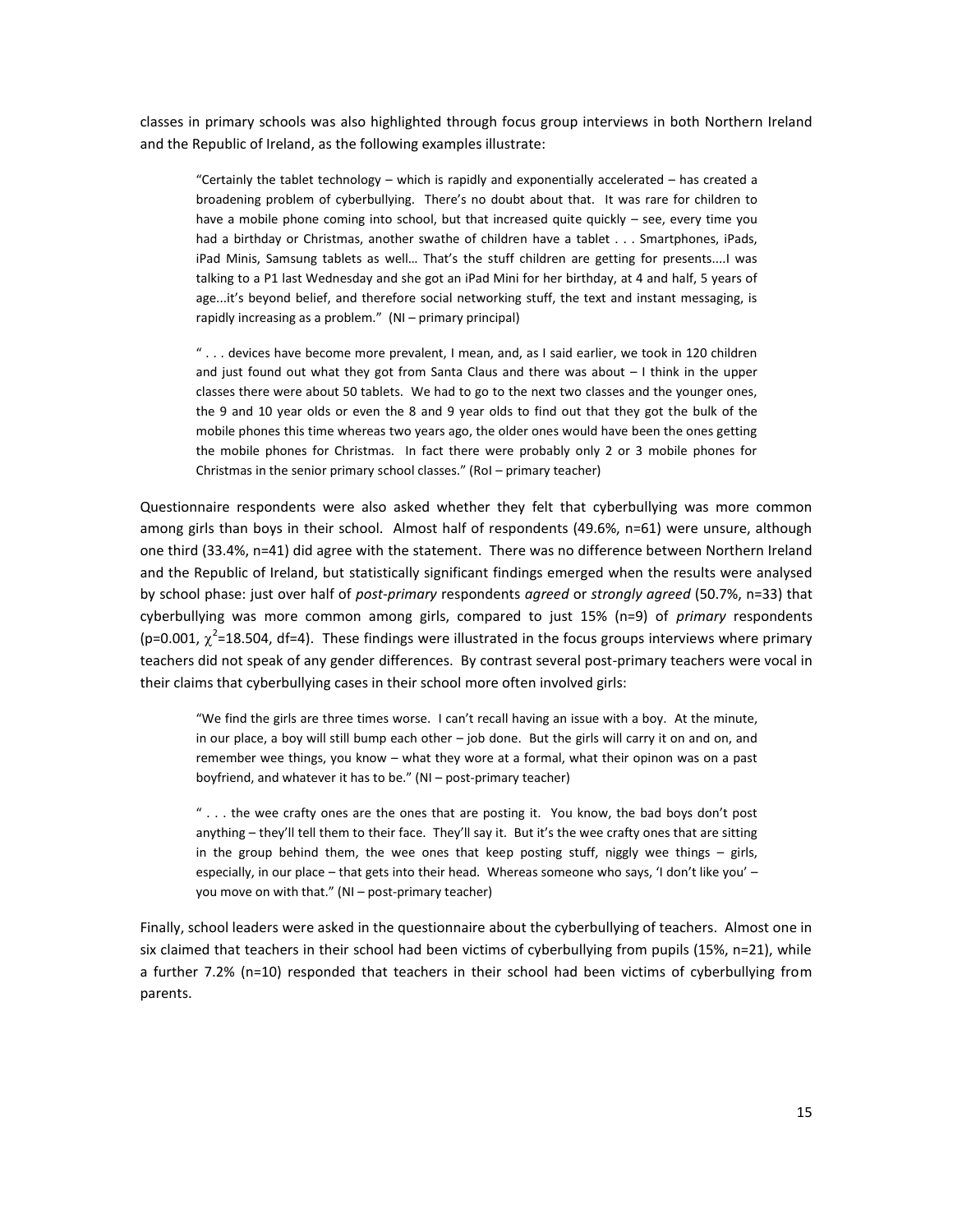classes in primary schools was also highlighted through focus group interviews in both Northern Ireland and the Republic of Ireland, as the following examples illustrate:

> "Certainly the tablet technology – which is rapidly and exponentially accelerated – has created a broadening problem of cyberbullying. There's no doubt about that. It was rare for children to have a mobile phone coming into school, but that increased quite quickly – see, every time you had a birthday or Christmas, another swathe of children have a tablet . . . Smartphones, iPads, iPad Minis, Samsung tablets as well… That's the stuff children are getting for presents....I was talking to a P1 last Wednesday and she got an iPad Mini for her birthday, at 4 and half, 5 years of age...it's beyond belief, and therefore social networking stuff, the text and instant messaging, is rapidly increasing as a problem." (NI – primary principal)

> " . . . devices have become more prevalent, I mean, and, as I said earlier, we took in 120 children and just found out what they got from Santa Claus and there was about – I think in the upper classes there were about 50 tablets. We had to go to the next two classes and the younger ones, the 9 and 10 year olds or even the 8 and 9 year olds to find out that they got the bulk of the mobile phones this time whereas two years ago, the older ones would have been the ones getting the mobile phones for Christmas. In fact there were probably only 2 or 3 mobile phones for Christmas in the senior primary school classes." (RoI – primary teacher)

Questionnaire respondents were also asked whether they felt that cyberbullying was more common among girls than boys in their school. Almost half of respondents (49.6%, n=61) were unsure, although one third (33.4%, n=41) did agree with the statement. There was no difference between Northern Ireland and the Republic of Ireland, but statistically significant findings emerged when the results were analysed by school phase: just over half of *post-primary* respondents *agreed* or *strongly agreed* (50.7%, n=33) that cyberbullying was more common among girls, compared to just 15% (n=9) of *primary* respondents ($p=0.001$, $\chi^2=18.504$, $df=4$). These findings were illustrated in the focus groups interviews where primary teachers did not speak of any gender differences. By contrast several post-primary teachers were vocal in their claims that cyberbullying cases in their school more often involved girls:

> "We find the girls are three times worse. I can't recall having an issue with a boy. At the minute, in our place, a boy will still bump each other – job done. But the girls will carry it on and on, and remember wee things, you know – what they wore at a formal, what their opinon was on a past boyfriend, and whatever it has to be." (NI – post-primary teacher)

> " . . . the wee crafty ones are the ones that are posting it. You know, the bad boys don't post anything – they'll tell them to their face. They'll say it. But it's the wee crafty ones that are sitting in the group behind them, the wee ones that keep posting stuff, niggly wee things – girls, especially, in our place – that gets into their head. Whereas someone who says, 'I don't like you' – you move on with that." (NI – post-primary teacher)

Finally, school leaders were asked in the questionnaire about the cyberbullying of teachers. Almost one in six claimed that teachers in their school had been victims of cyberbullying from pupils (15%, n=21), while a further 7.2% (n=10) responded that teachers in their school had been victims of cyberbullying from parents.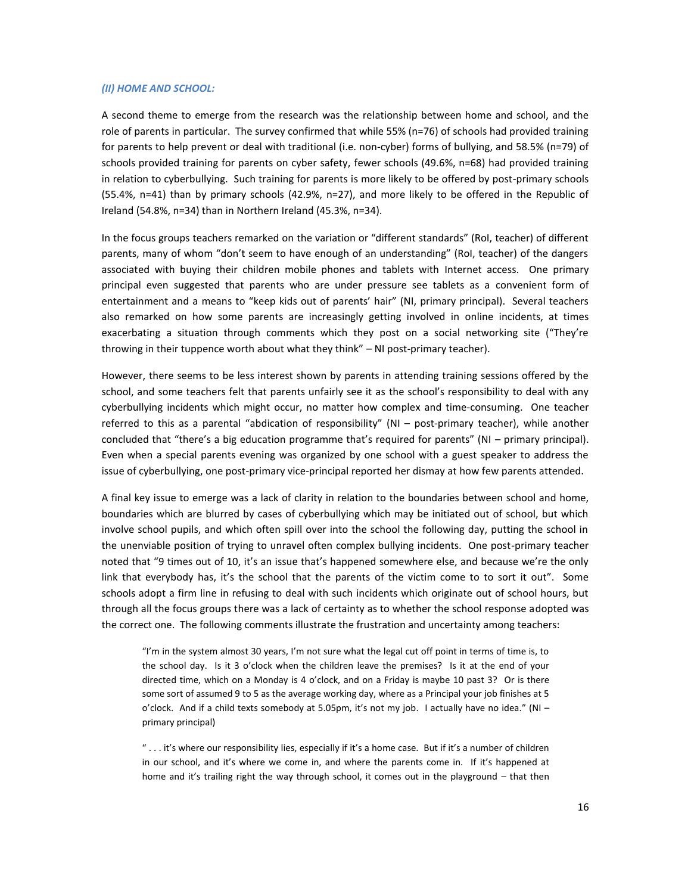### *(II) HOME AND SCHOOL:*

A second theme to emerge from the research was the relationship between home and school, and the role of parents in particular. The survey confirmed that while 55% (n=76) of schools had provided training for parents to help prevent or deal with traditional (i.e. non-cyber) forms of bullying, and 58.5% (n=79) of schools provided training for parents on cyber safety, fewer schools (49.6%, n=68) had provided training in relation to cyberbullying. Such training for parents is more likely to be offered by post-primary schools (55.4%, n=41) than by primary schools (42.9%, n=27), and more likely to be offered in the Republic of Ireland (54.8%, n=34) than in Northern Ireland (45.3%, n=34).

In the focus groups teachers remarked on the variation or "different standards" (RoI, teacher) of different parents, many of whom "don't seem to have enough of an understanding" (RoI, teacher) of the dangers associated with buying their children mobile phones and tablets with Internet access. One primary principal even suggested that parents who are under pressure see tablets as a convenient form of entertainment and a means to "keep kids out of parents' hair" (NI, primary principal). Several teachers also remarked on how some parents are increasingly getting involved in online incidents, at times exacerbating a situation through comments which they post on a social networking site ("They're throwing in their tuppence worth about what they think" – NI post-primary teacher).

However, there seems to be less interest shown by parents in attending training sessions offered by the school, and some teachers felt that parents unfairly see it as the school's responsibility to deal with any cyberbullying incidents which might occur, no matter how complex and time-consuming. One teacher referred to this as a parental "abdication of responsibility" (NI – post-primary teacher), while another concluded that "there's a big education programme that's required for parents" (NI – primary principal). Even when a special parents evening was organized by one school with a guest speaker to address the issue of cyberbullying, one post-primary vice-principal reported her dismay at how few parents attended.

A final key issue to emerge was a lack of clarity in relation to the boundaries between school and home, boundaries which are blurred by cases of cyberbullying which may be initiated out of school, but which involve school pupils, and which often spill over into the school the following day, putting the school in the unenviable position of trying to unravel often complex bullying incidents. One post-primary teacher noted that "9 times out of 10, it's an issue that's happened somewhere else, and because we're the only link that everybody has, it's the school that the parents of the victim come to to sort it out". Some schools adopt a firm line in refusing to deal with such incidents which originate out of school hours, but through all the focus groups there was a lack of certainty as to whether the school response adopted was the correct one. The following comments illustrate the frustration and uncertainty among teachers:

> "I'm in the system almost 30 years, I'm not sure what the legal cut off point in terms of time is, to the school day. Is it 3 o'clock when the children leave the premises? Is it at the end of your directed time, which on a Monday is 4 o'clock, and on a Friday is maybe 10 past 3? Or is there some sort of assumed 9 to 5 as the average working day, where as a Principal your job finishes at 5 o'clock. And if a child texts somebody at 5.05pm, it's not my job. I actually have no idea." (NI – primary principal)

> " . . . it's where our responsibility lies, especially if it's a home case. But if it's a number of children in our school, and it's where we come in, and where the parents come in. If it's happened at home and it's trailing right the way through school, it comes out in the playground – that then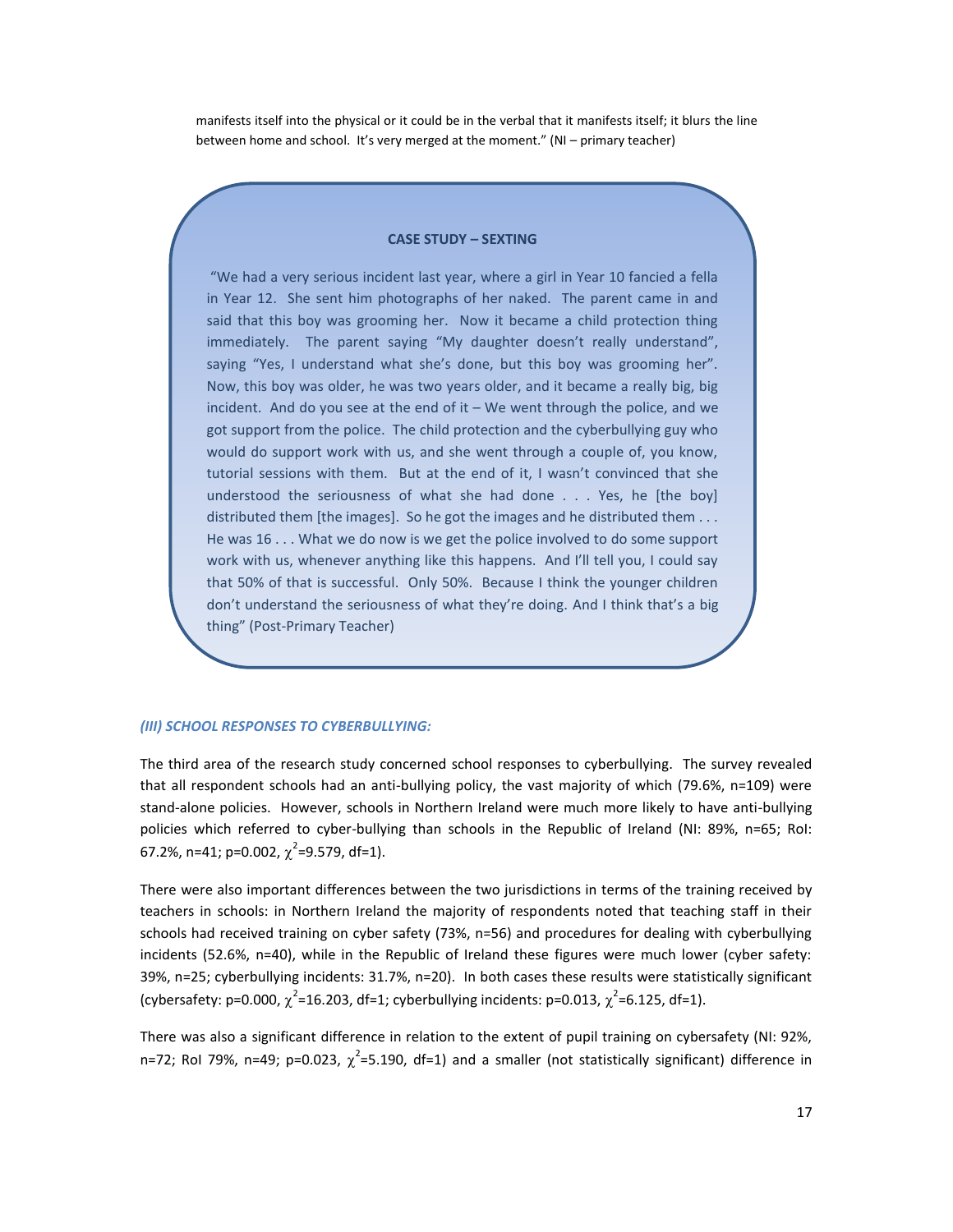manifests itself into the physical or it could be in the verbal that it manifests itself; it blurs the line between home and school. It's very merged at the moment." (NI – primary teacher)

**CASE STUDY – SEXTING**

"We had a very serious incident last year, where a girl in Year 10 fancied a fella in Year 12. She sent him photographs of her naked. The parent came in and said that this boy was grooming her. Now it became a child protection thing immediately. The parent saying "My daughter doesn't really understand", saying "Yes, I understand what she's done, but this boy was grooming her". Now, this boy was older, he was two years older, and it became a really big, big incident. And do you see at the end of it – We went through the police, and we got support from the police. The child protection and the cyberbullying guy who would do support work with us, and she went through a couple of, you know, tutorial sessions with them. But at the end of it, I wasn't convinced that she understood the seriousness of what she had done . . . Yes, he [the boy] distributed them [the images]. So he got the images and he distributed them . . . He was 16 . . . What we do now is we get the police involved to do some support work with us, whenever anything like this happens. And I'll tell you, I could say that 50% of that is successful. Only 50%. Because I think the younger children don't understand the seriousness of what they're doing. And I think that's a big thing" (Post-Primary Teacher)

### *(III) SCHOOL RESPONSES TO CYBERBULLYING:*

The third area of the research study concerned school responses to cyberbullying. The survey revealed that all respondent schools had an anti-bullying policy, the vast majority of which (79.6%, n=109) were stand-alone policies. However, schools in Northern Ireland were much more likely to have anti-bullying policies which referred to cyber-bullying than schools in the Republic of Ireland (NI: 89%, n=65; RoI: 67.2%, n=41; p=0.002, $\chi^2$=9.579, df=1).

There were also important differences between the two jurisdictions in terms of the training received by teachers in schools: in Northern Ireland the majority of respondents noted that teaching staff in their schools had received training on cyber safety (73%, n=56) and procedures for dealing with cyberbullying incidents (52.6%, n=40), while in the Republic of Ireland these figures were much lower (cyber safety: 39%, n=25; cyberbullying incidents: 31.7%, n=20). In both cases these results were statistically significant (cybersafety: p=0.000, $\chi^2$=16.203, df=1; cyberbullying incidents: p=0.013, $\chi^2$=6.125, df=1).

There was also a significant difference in relation to the extent of pupil training on cybersafety (NI: 92%, n=72; RoI 79%, n=49; p=0.023, $\chi^2$=5.190, df=1) and a smaller (not statistically significant) difference in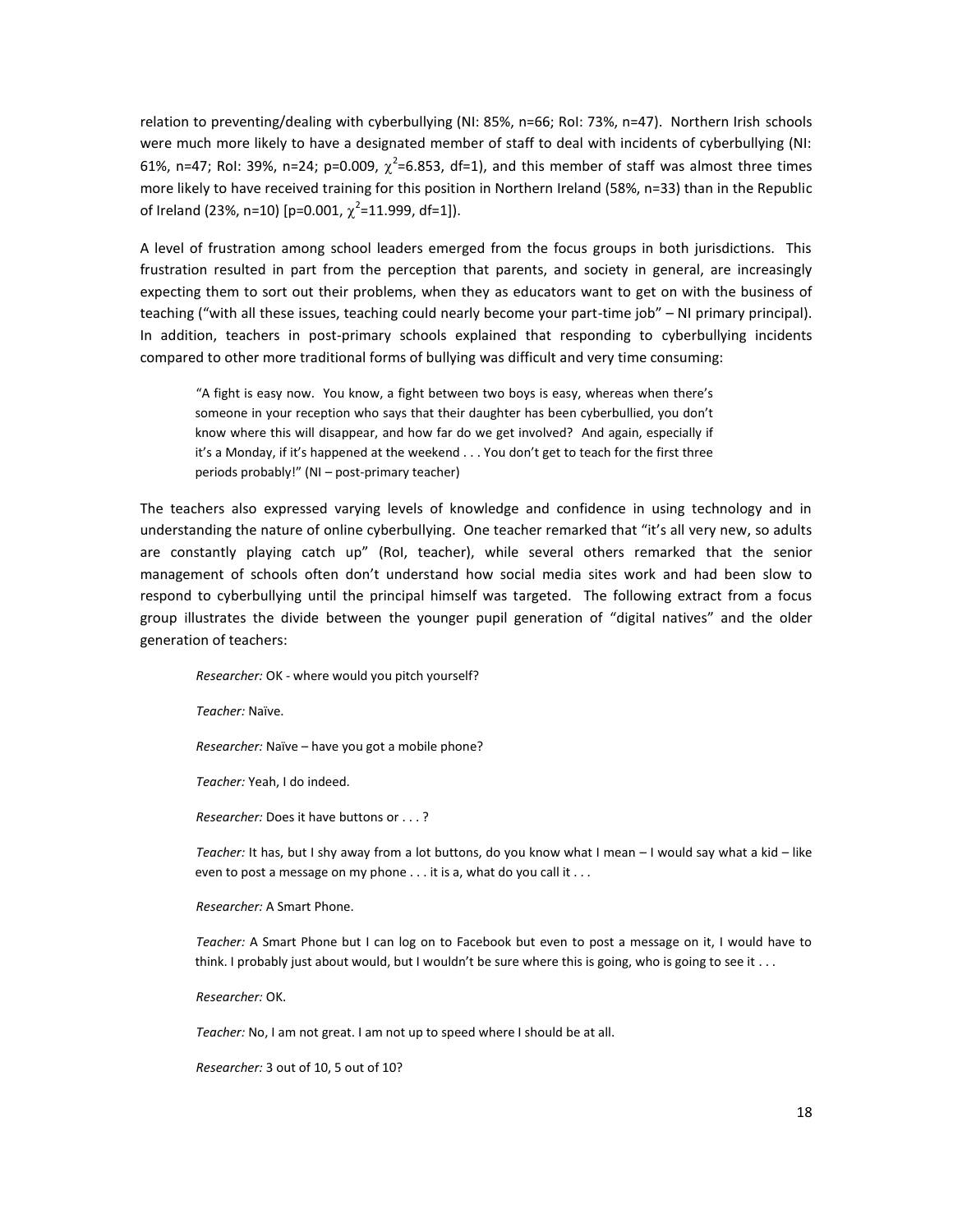relation to preventing/dealing with cyberbullying (NI: 85%, n=66; RoI: 73%, n=47). Northern Irish schools were much more likely to have a designated member of staff to deal with incidents of cyberbullying (NI: 61%, n=47; RoI: 39%, n=24; p=0.009, $\chi^2$=6.853, df=1), and this member of staff was almost three times more likely to have received training for this position in Northern Ireland (58%, n=33) than in the Republic of Ireland (23%, n=10) [p=0.001, $\chi^2$=11.999, df=1]).

A level of frustration among school leaders emerged from the focus groups in both jurisdictions. This frustration resulted in part from the perception that parents, and society in general, are increasingly expecting them to sort out their problems, when they as educators want to get on with the business of teaching ("with all these issues, teaching could nearly become your part-time job" – NI primary principal). In addition, teachers in post-primary schools explained that responding to cyberbullying incidents compared to other more traditional forms of bullying was difficult and very time consuming:

> "A fight is easy now. You know, a fight between two boys is easy, whereas when there's someone in your reception who says that their daughter has been cyberbullied, you don't know where this will disappear, and how far do we get involved? And again, especially if it's a Monday, if it's happened at the weekend . . . You don't get to teach for the first three periods probably!" (NI – post-primary teacher)

The teachers also expressed varying levels of knowledge and confidence in using technology and in understanding the nature of online cyberbullying. One teacher remarked that "it's all very new, so adults are constantly playing catch up" (RoI, teacher), while several others remarked that the senior management of schools often don't understand how social media sites work and had been slow to respond to cyberbullying until the principal himself was targeted. The following extract from a focus group illustrates the divide between the younger pupil generation of "digital natives" and the older generation of teachers:

> *Researcher:* OK - where would you pitch yourself?
>
> *Teacher:* Naïve.
>
> *Researcher:* Naïve – have you got a mobile phone?
>
> *Teacher:* Yeah, I do indeed.
>
> *Researcher:* Does it have buttons or . . . ?
>
> *Teacher:* It has, but I shy away from a lot buttons, do you know what I mean – I would say what a kid – like even to post a message on my phone . . . it is a, what do you call it . . .
>
> *Researcher:* A Smart Phone.
>
> *Teacher:* A Smart Phone but I can log on to Facebook but even to post a message on it, I would have to think. I probably just about would, but I wouldn't be sure where this is going, who is going to see it . . .
>
> *Researcher:* OK.
>
> *Teacher:* No, I am not great. I am not up to speed where I should be at all.
>
> *Researcher:* 3 out of 10, 5 out of 10?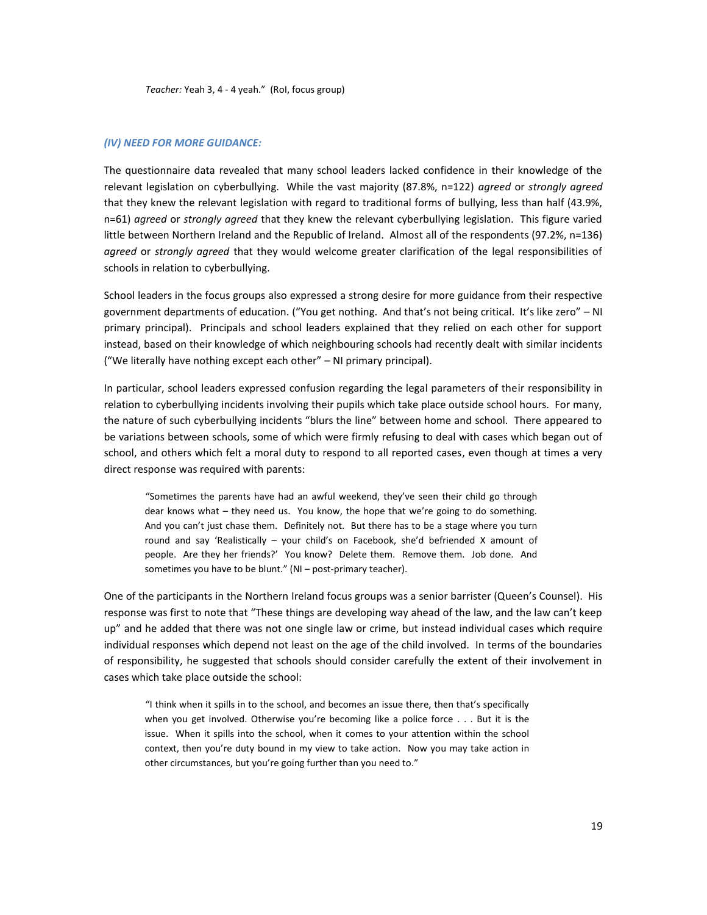*Teacher:* Yeah 3, 4 - 4 yeah." (RoI, focus group)

### *(IV) NEED FOR MORE GUIDANCE:*

The questionnaire data revealed that many school leaders lacked confidence in their knowledge of the relevant legislation on cyberbullying. While the vast majority (87.8%, n=122) *agreed* or *strongly agreed* that they knew the relevant legislation with regard to traditional forms of bullying, less than half (43.9%, n=61) *agreed* or *strongly agreed* that they knew the relevant cyberbullying legislation. This figure varied little between Northern Ireland and the Republic of Ireland. Almost all of the respondents (97.2%, n=136) *agreed* or *strongly agreed* that they would welcome greater clarification of the legal responsibilities of schools in relation to cyberbullying.

School leaders in the focus groups also expressed a strong desire for more guidance from their respective government departments of education. ("You get nothing. And that's not being critical. It's like zero" – NI primary principal). Principals and school leaders explained that they relied on each other for support instead, based on their knowledge of which neighbouring schools had recently dealt with similar incidents ("We literally have nothing except each other" – NI primary principal).

In particular, school leaders expressed confusion regarding the legal parameters of their responsibility in relation to cyberbullying incidents involving their pupils which take place outside school hours. For many, the nature of such cyberbullying incidents "blurs the line" between home and school. There appeared to be variations between schools, some of which were firmly refusing to deal with cases which began out of school, and others which felt a moral duty to respond to all reported cases, even though at times a very direct response was required with parents:

> "Sometimes the parents have had an awful weekend, they've seen their child go through dear knows what – they need us. You know, the hope that we're going to do something. And you can't just chase them. Definitely not. But there has to be a stage where you turn round and say 'Realistically – your child's on Facebook, she'd befriended X amount of people. Are they her friends?' You know? Delete them. Remove them. Job done. And sometimes you have to be blunt." (NI – post-primary teacher).

One of the participants in the Northern Ireland focus groups was a senior barrister (Queen's Counsel). His response was first to note that "These things are developing way ahead of the law, and the law can't keep up" and he added that there was not one single law or crime, but instead individual cases which require individual responses which depend not least on the age of the child involved. In terms of the boundaries of responsibility, he suggested that schools should consider carefully the extent of their involvement in cases which take place outside the school:

> "I think when it spills in to the school, and becomes an issue there, then that's specifically when you get involved. Otherwise you're becoming like a police force . . . But it is the issue. When it spills into the school, when it comes to your attention within the school context, then you're duty bound in my view to take action. Now you may take action in other circumstances, but you're going further than you need to."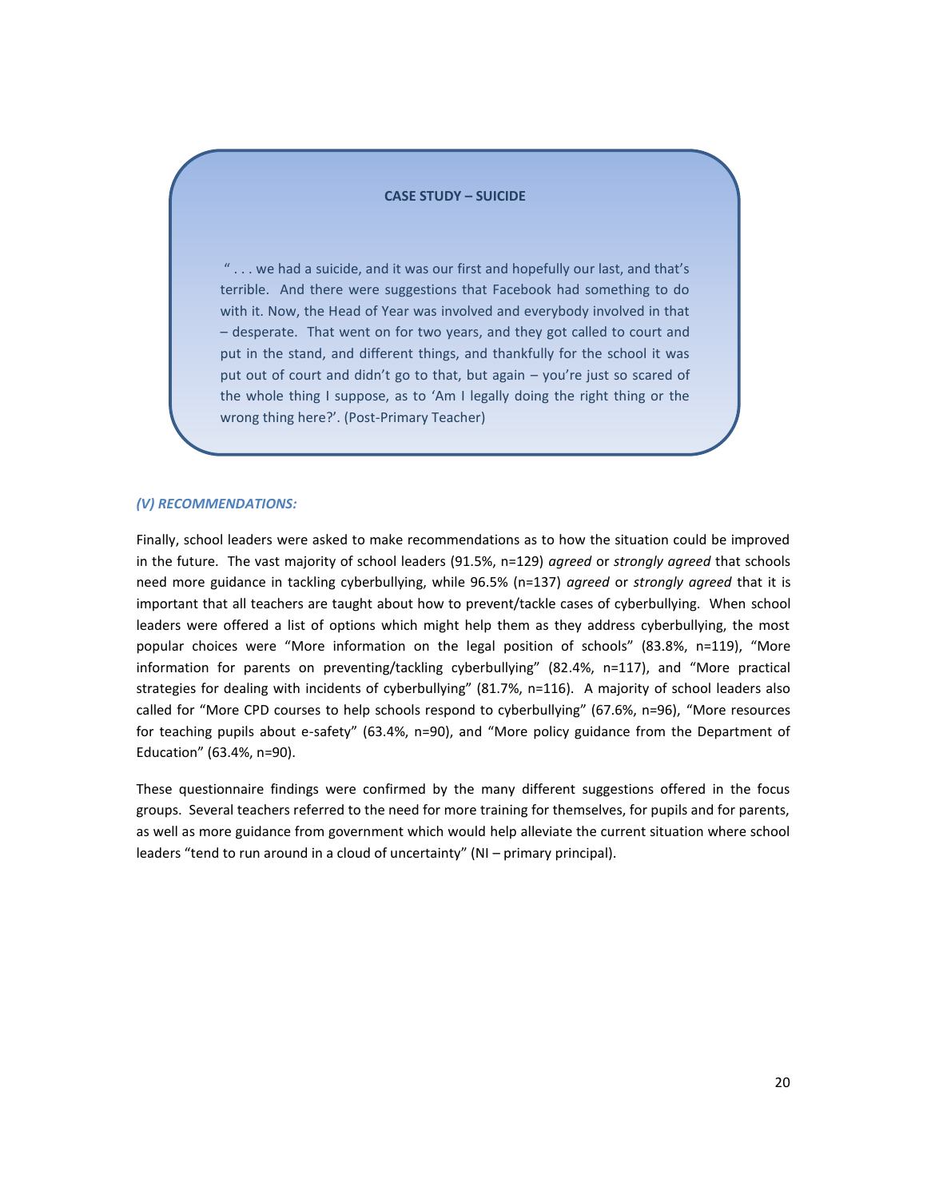**CASE STUDY – SUICIDE**

" . . . we had a suicide, and it was our first and hopefully our last, and that's terrible. And there were suggestions that Facebook had something to do with it. Now, the Head of Year was involved and everybody involved in that – desperate. That went on for two years, and they got called to court and put in the stand, and different things, and thankfully for the school it was put out of court and didn't go to that, but again – you're just so scared of the whole thing I suppose, as to 'Am I legally doing the right thing or the wrong thing here?'. (Post-Primary Teacher)

### *(V) RECOMMENDATIONS:*

Finally, school leaders were asked to make recommendations as to how the situation could be improved in the future. The vast majority of school leaders (91.5%, n=129) *agreed* or *strongly agreed* that schools need more guidance in tackling cyberbullying, while 96.5% (n=137) *agreed* or *strongly agreed* that it is important that all teachers are taught about how to prevent/tackle cases of cyberbullying. When school leaders were offered a list of options which might help them as they address cyberbullying, the most popular choices were "More information on the legal position of schools" (83.8%, n=119), "More information for parents on preventing/tackling cyberbullying" (82.4%, n=117), and "More practical strategies for dealing with incidents of cyberbullying" (81.7%, n=116). A majority of school leaders also called for "More CPD courses to help schools respond to cyberbullying" (67.6%, n=96), "More resources for teaching pupils about e-safety" (63.4%, n=90), and "More policy guidance from the Department of Education" (63.4%, n=90).

These questionnaire findings were confirmed by the many different suggestions offered in the focus groups. Several teachers referred to the need for more training for themselves, for pupils and for parents, as well as more guidance from government which would help alleviate the current situation where school leaders "tend to run around in a cloud of uncertainty" (NI – primary principal).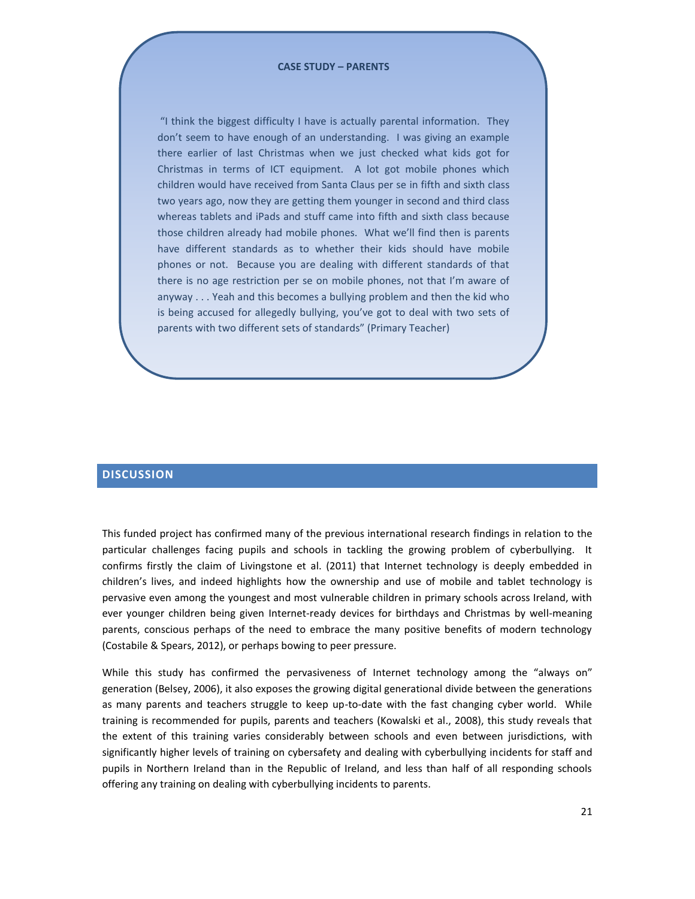**CASE STUDY – PARENTS**

"I think the biggest difficulty I have is actually parental information. They don't seem to have enough of an understanding. I was giving an example there earlier of last Christmas when we just checked what kids got for Christmas in terms of ICT equipment. A lot got mobile phones which children would have received from Santa Claus per se in fifth and sixth class two years ago, now they are getting them younger in second and third class whereas tablets and iPads and stuff came into fifth and sixth class because those children already had mobile phones. What we'll find then is parents have different standards as to whether their kids should have mobile phones or not. Because you are dealing with different standards of that there is no age restriction per se on mobile phones, not that I'm aware of anyway . . . Yeah and this becomes a bullying problem and then the kid who is being accused for allegedly bullying, you've got to deal with two sets of parents with two different sets of standards" (Primary Teacher)

## DISCUSSION

This funded project has confirmed many of the previous international research findings in relation to the particular challenges facing pupils and schools in tackling the growing problem of cyberbullying. It confirms firstly the claim of Livingstone et al. (2011) that Internet technology is deeply embedded in children's lives, and indeed highlights how the ownership and use of mobile and tablet technology is pervasive even among the youngest and most vulnerable children in primary schools across Ireland, with ever younger children being given Internet-ready devices for birthdays and Christmas by well-meaning parents, conscious perhaps of the need to embrace the many positive benefits of modern technology (Costabile & Spears, 2012), or perhaps bowing to peer pressure.

While this study has confirmed the pervasiveness of Internet technology among the "always on" generation (Belsey, 2006), it also exposes the growing digital generational divide between the generations as many parents and teachers struggle to keep up-to-date with the fast changing cyber world. While training is recommended for pupils, parents and teachers (Kowalski et al., 2008), this study reveals that the extent of this training varies considerably between schools and even between jurisdictions, with significantly higher levels of training on cybersafety and dealing with cyberbullying incidents for staff and pupils in Northern Ireland than in the Republic of Ireland, and less than half of all responding schools offering any training on dealing with cyberbullying incidents to parents.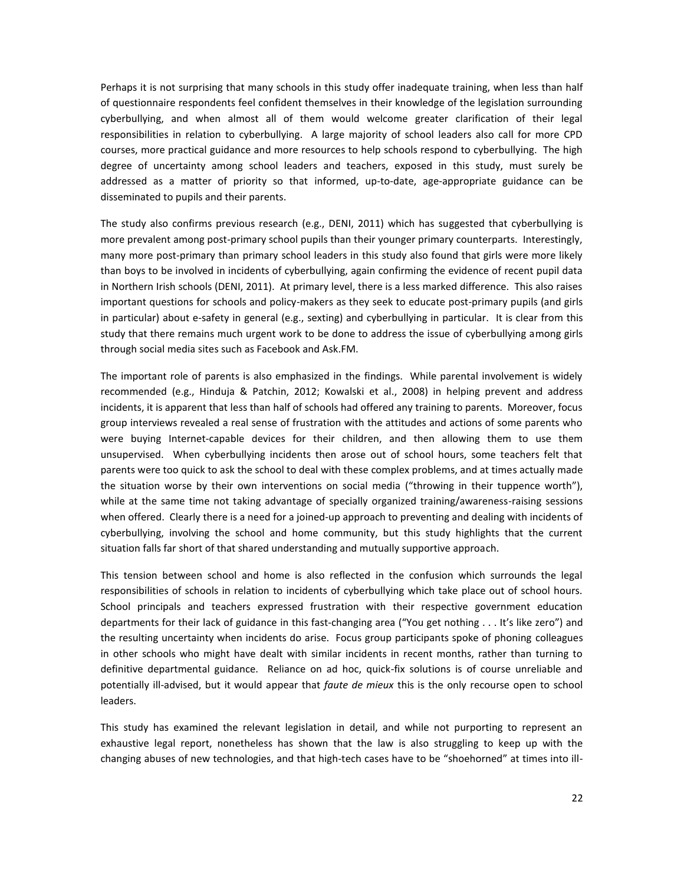Perhaps it is not surprising that many schools in this study offer inadequate training, when less than half of questionnaire respondents feel confident themselves in their knowledge of the legislation surrounding cyberbullying, and when almost all of them would welcome greater clarification of their legal responsibilities in relation to cyberbullying. A large majority of school leaders also call for more CPD courses, more practical guidance and more resources to help schools respond to cyberbullying. The high degree of uncertainty among school leaders and teachers, exposed in this study, must surely be addressed as a matter of priority so that informed, up-to-date, age-appropriate guidance can be disseminated to pupils and their parents.

The study also confirms previous research (e.g., DENI, 2011) which has suggested that cyberbullying is more prevalent among post-primary school pupils than their younger primary counterparts. Interestingly, many more post-primary than primary school leaders in this study also found that girls were more likely than boys to be involved in incidents of cyberbullying, again confirming the evidence of recent pupil data in Northern Irish schools (DENI, 2011). At primary level, there is a less marked difference. This also raises important questions for schools and policy-makers as they seek to educate post-primary pupils (and girls in particular) about e-safety in general (e.g., sexting) and cyberbullying in particular. It is clear from this study that there remains much urgent work to be done to address the issue of cyberbullying among girls through social media sites such as Facebook and Ask.FM.

The important role of parents is also emphasized in the findings. While parental involvement is widely recommended (e.g., Hinduja & Patchin, 2012; Kowalski et al., 2008) in helping prevent and address incidents, it is apparent that less than half of schools had offered any training to parents. Moreover, focus group interviews revealed a real sense of frustration with the attitudes and actions of some parents who were buying Internet-capable devices for their children, and then allowing them to use them unsupervised. When cyberbullying incidents then arose out of school hours, some teachers felt that parents were too quick to ask the school to deal with these complex problems, and at times actually made the situation worse by their own interventions on social media ("throwing in their tuppence worth"), while at the same time not taking advantage of specially organized training/awareness-raising sessions when offered. Clearly there is a need for a joined-up approach to preventing and dealing with incidents of cyberbullying, involving the school and home community, but this study highlights that the current situation falls far short of that shared understanding and mutually supportive approach.

This tension between school and home is also reflected in the confusion which surrounds the legal responsibilities of schools in relation to incidents of cyberbullying which take place out of school hours. School principals and teachers expressed frustration with their respective government education departments for their lack of guidance in this fast-changing area ("You get nothing . . . It's like zero") and the resulting uncertainty when incidents do arise. Focus group participants spoke of phoning colleagues in other schools who might have dealt with similar incidents in recent months, rather than turning to definitive departmental guidance. Reliance on ad hoc, quick-fix solutions is of course unreliable and potentially ill-advised, but it would appear that *faute de mieux* this is the only recourse open to school leaders.

This study has examined the relevant legislation in detail, and while not purporting to represent an exhaustive legal report, nonetheless has shown that the law is also struggling to keep up with the changing abuses of new technologies, and that high-tech cases have to be "shoehorned" at times into ill-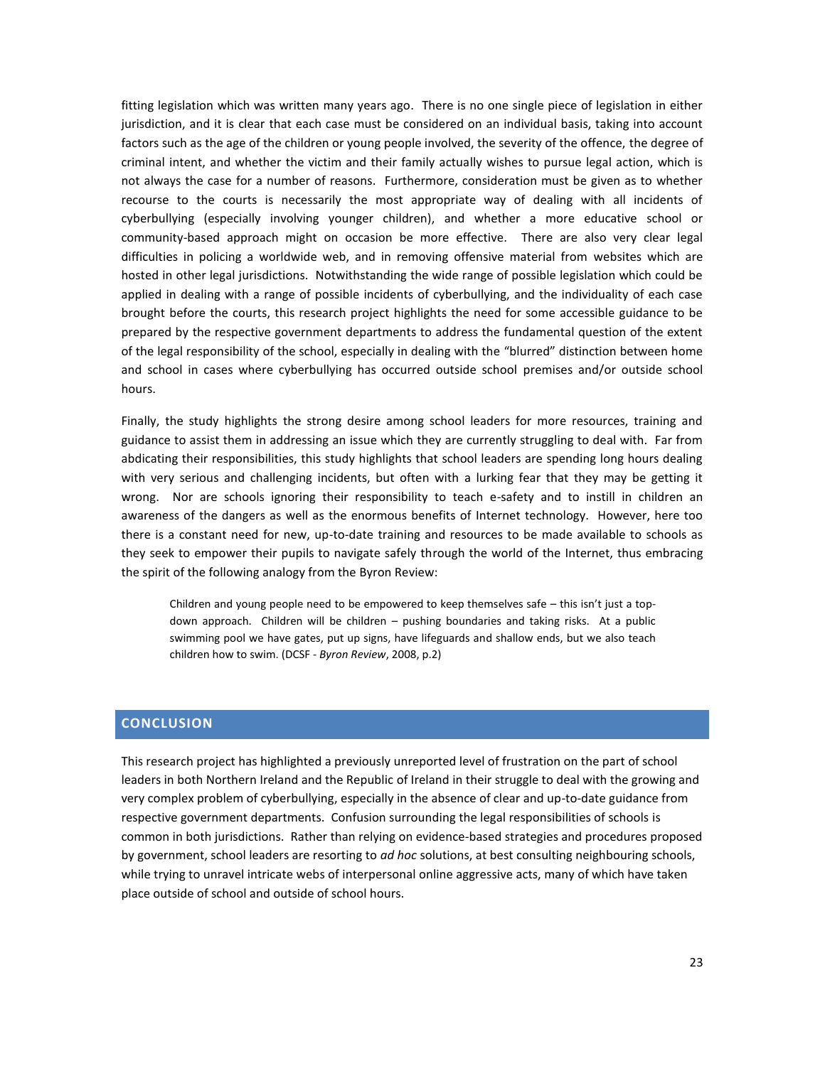fitting legislation which was written many years ago. There is no one single piece of legislation in either jurisdiction, and it is clear that each case must be considered on an individual basis, taking into account factors such as the age of the children or young people involved, the severity of the offence, the degree of criminal intent, and whether the victim and their family actually wishes to pursue legal action, which is not always the case for a number of reasons. Furthermore, consideration must be given as to whether recourse to the courts is necessarily the most appropriate way of dealing with all incidents of cyberbullying (especially involving younger children), and whether a more educative school or community-based approach might on occasion be more effective. There are also very clear legal difficulties in policing a worldwide web, and in removing offensive material from websites which are hosted in other legal jurisdictions. Notwithstanding the wide range of possible legislation which could be applied in dealing with a range of possible incidents of cyberbullying, and the individuality of each case brought before the courts, this research project highlights the need for some accessible guidance to be prepared by the respective government departments to address the fundamental question of the extent of the legal responsibility of the school, especially in dealing with the "blurred" distinction between home and school in cases where cyberbullying has occurred outside school premises and/or outside school hours.

Finally, the study highlights the strong desire among school leaders for more resources, training and guidance to assist them in addressing an issue which they are currently struggling to deal with. Far from abdicating their responsibilities, this study highlights that school leaders are spending long hours dealing with very serious and challenging incidents, but often with a lurking fear that they may be getting it wrong. Nor are schools ignoring their responsibility to teach e-safety and to instill in children an awareness of the dangers as well as the enormous benefits of Internet technology. However, here too there is a constant need for new, up-to-date training and resources to be made available to schools as they seek to empower their pupils to navigate safely through the world of the Internet, thus embracing the spirit of the following analogy from the Byron Review:

> Children and young people need to be empowered to keep themselves safe – this isn't just a top-down approach. Children will be children – pushing boundaries and taking risks. At a public swimming pool we have gates, put up signs, have lifeguards and shallow ends, but we also teach children how to swim. (DCSF - *Byron Review*, 2008, p.2)

## CONCLUSION

This research project has highlighted a previously unreported level of frustration on the part of school leaders in both Northern Ireland and the Republic of Ireland in their struggle to deal with the growing and very complex problem of cyberbullying, especially in the absence of clear and up-to-date guidance from respective government departments. Confusion surrounding the legal responsibilities of schools is common in both jurisdictions. Rather than relying on evidence-based strategies and procedures proposed by government, school leaders are resorting to *ad hoc* solutions, at best consulting neighbouring schools, while trying to unravel intricate webs of interpersonal online aggressive acts, many of which have taken place outside of school and outside of school hours.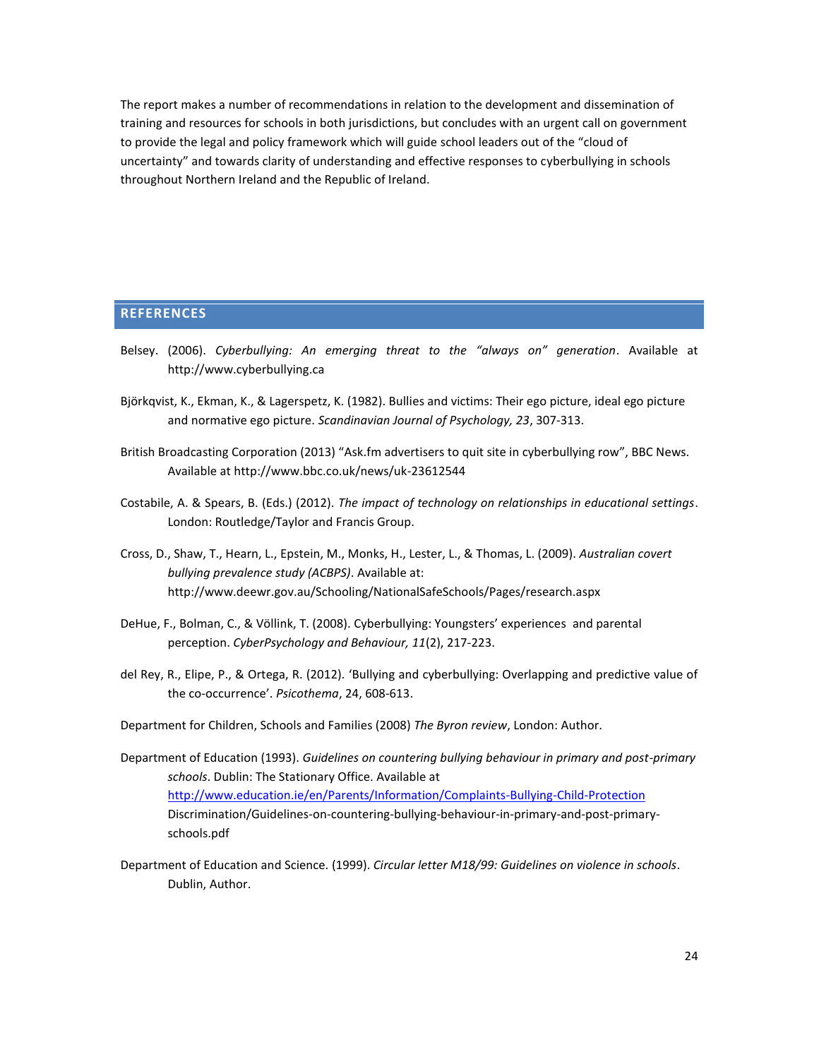The report makes a number of recommendations in relation to the development and dissemination of training and resources for schools in both jurisdictions, but concludes with an urgent call on government to provide the legal and policy framework which will guide school leaders out of the "cloud of uncertainty" and towards clarity of understanding and effective responses to cyberbullying in schools throughout Northern Ireland and the Republic of Ireland.

## REFERENCES

Belsey. (2006). *Cyberbullying: An emerging threat to the "always on" generation*. Available at http://www.cyberbullying.ca

Björkqvist, K., Ekman, K., & Lagerspetz, K. (1982). Bullies and victims: Their ego picture, ideal ego picture and normative ego picture. *Scandinavian Journal of Psychology, 23*, 307-313.

British Broadcasting Corporation (2013) "Ask.fm advertisers to quit site in cyberbullying row", BBC News. Available at http://www.bbc.co.uk/news/uk-23612544

Costabile, A. & Spears, B. (Eds.) (2012). *The impact of technology on relationships in educational settings*. London: Routledge/Taylor and Francis Group.

Cross, D., Shaw, T., Hearn, L., Epstein, M., Monks, H., Lester, L., & Thomas, L. (2009). *Australian covert bullying prevalence study (ACBPS)*. Available at: http://www.deewr.gov.au/Schooling/NationalSafeSchools/Pages/research.aspx

DeHue, F., Bolman, C., & Völlink, T. (2008). Cyberbullying: Youngsters' experiences and parental perception. *CyberPsychology and Behaviour, 11*(2), 217-223.

del Rey, R., Elipe, P., & Ortega, R. (2012). 'Bullying and cyberbullying: Overlapping and predictive value of the co-occurrence'. *Psicothema*, 24, 608-613.

Department for Children, Schools and Families (2008) *The Byron review*, London: Author.

Department of Education (1993). *Guidelines on countering bullying behaviour in primary and post-primary schools*. Dublin: The Stationary Office. Available at http://www.education.ie/en/Parents/Information/Complaints-Bullying-Child-Protection Discrimination/Guidelines-on-countering-bullying-behaviour-in-primary-and-post-primary-schools.pdf

Department of Education and Science. (1999). *Circular letter M18/99: Guidelines on violence in schools*. Dublin, Author.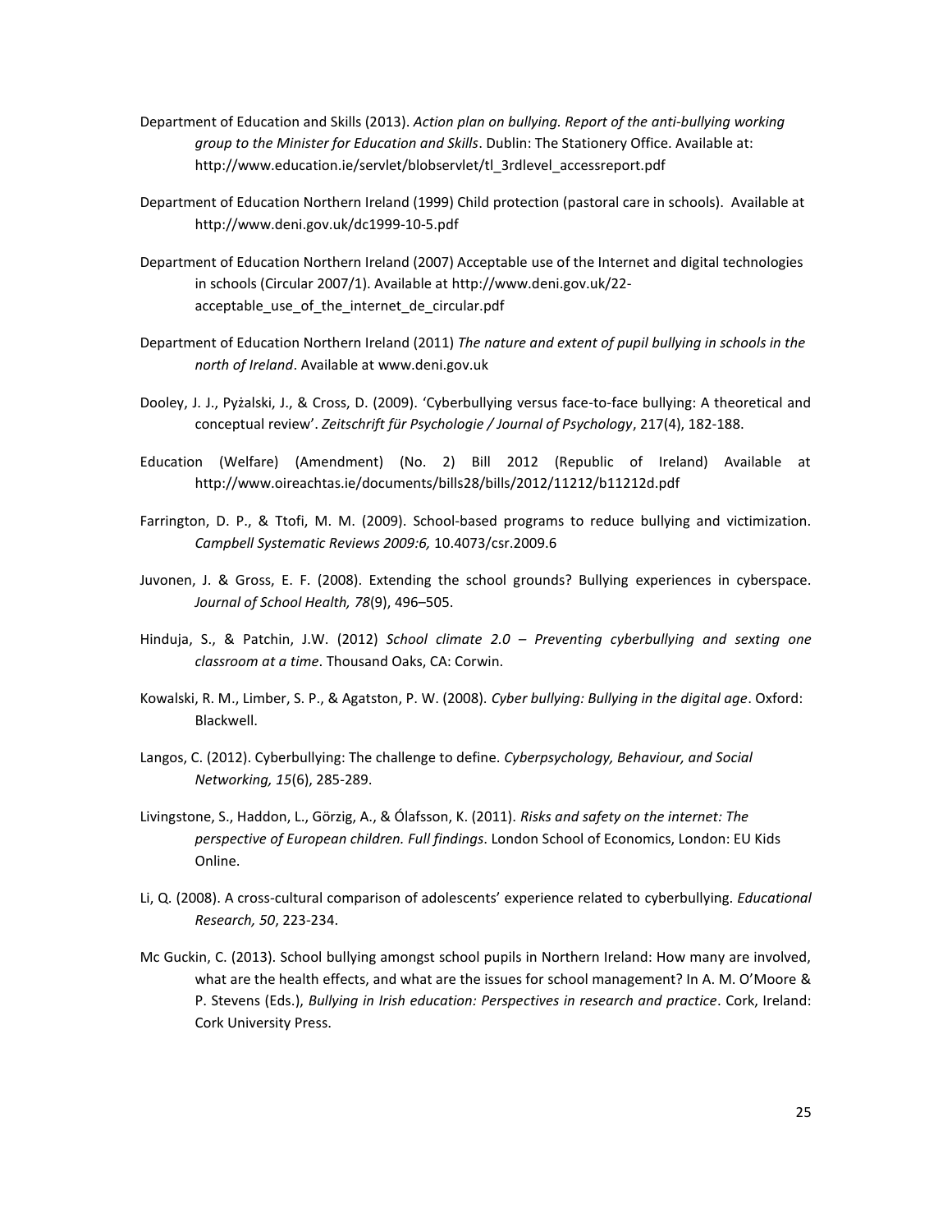Department of Education and Skills (2013). *Action plan on bullying. Report of the anti-bullying working group to the Minister for Education and Skills*. Dublin: The Stationery Office. Available at: http://www.education.ie/servlet/blobservlet/tl_3rdlevel_accessreport.pdf

Department of Education Northern Ireland (1999) Child protection (pastoral care in schools). Available at http://www.deni.gov.uk/dc1999-10-5.pdf

Department of Education Northern Ireland (2007) Acceptable use of the Internet and digital technologies in schools (Circular 2007/1). Available at http://www.deni.gov.uk/22-acceptable_use_of_the_internet_de_circular.pdf

Department of Education Northern Ireland (2011) *The nature and extent of pupil bullying in schools in the north of Ireland*. Available at www.deni.gov.uk

Dooley, J. J., Pyżalski, J., & Cross, D. (2009). 'Cyberbullying versus face-to-face bullying: A theoretical and conceptual review'. *Zeitschrift für Psychologie / Journal of Psychology*, 217(4), 182-188.

Education (Welfare) (Amendment) (No. 2) Bill 2012 (Republic of Ireland) Available at http://www.oireachtas.ie/documents/bills28/bills/2012/11212/b11212d.pdf

Farrington, D. P., & Ttofi, M. M. (2009). School-based programs to reduce bullying and victimization. *Campbell Systematic Reviews 2009:6,* 10.4073/csr.2009.6

Juvonen, J. & Gross, E. F. (2008). Extending the school grounds? Bullying experiences in cyberspace. *Journal of School Health, 78*(9), 496–505.

Hinduja, S., & Patchin, J.W. (2012) *School climate 2.0 – Preventing cyberbullying and sexting one classroom at a time*. Thousand Oaks, CA: Corwin.

Kowalski, R. M., Limber, S. P., & Agatston, P. W. (2008). *Cyber bullying: Bullying in the digital age*. Oxford: Blackwell.

Langos, C. (2012). Cyberbullying: The challenge to define. *Cyberpsychology, Behaviour, and Social Networking, 15*(6), 285-289.

Livingstone, S., Haddon, L., Görzig, A., & Ólafsson, K. (2011). *Risks and safety on the internet: The perspective of European children. Full findings*. London School of Economics, London: EU Kids Online.

Li, Q. (2008). A cross-cultural comparison of adolescents' experience related to cyberbullying. *Educational Research, 50*, 223-234.

Mc Guckin, C. (2013). School bullying amongst school pupils in Northern Ireland: How many are involved, what are the health effects, and what are the issues for school management? In A. M. O'Moore & P. Stevens (Eds.), *Bullying in Irish education: Perspectives in research and practice*. Cork, Ireland: Cork University Press.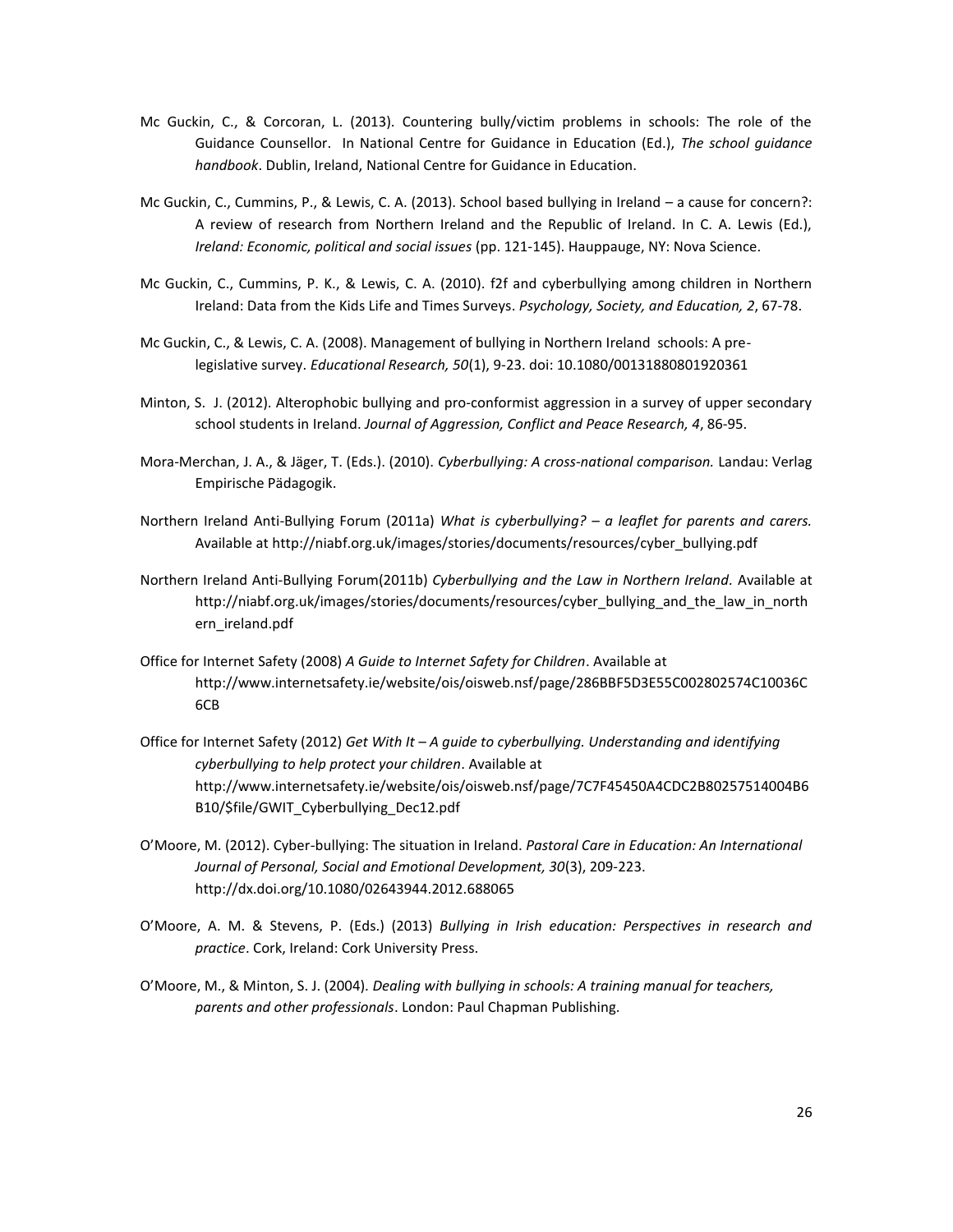Mc Guckin, C., & Corcoran, L. (2013). Countering bully/victim problems in schools: The role of the Guidance Counsellor. In National Centre for Guidance in Education (Ed.), *The school guidance handbook*. Dublin, Ireland, National Centre for Guidance in Education.

Mc Guckin, C., Cummins, P., & Lewis, C. A. (2013). School based bullying in Ireland – a cause for concern?: A review of research from Northern Ireland and the Republic of Ireland. In C. A. Lewis (Ed.), *Ireland: Economic, political and social issues* (pp. 121-145). Hauppauge, NY: Nova Science.

Mc Guckin, C., Cummins, P. K., & Lewis, C. A. (2010). f2f and cyberbullying among children in Northern Ireland: Data from the Kids Life and Times Surveys. *Psychology, Society, and Education, 2*, 67-78.

Mc Guckin, C., & Lewis, C. A. (2008). Management of bullying in Northern Ireland schools: A pre-legislative survey. *Educational Research, 50*(1), 9-23. doi: 10.1080/00131880801920361

Minton, S. J. (2012). Alterophobic bullying and pro-conformist aggression in a survey of upper secondary school students in Ireland. *Journal of Aggression, Conflict and Peace Research, 4*, 86-95.

Mora-Merchan, J. A., & Jäger, T. (Eds.). (2010). *Cyberbullying: A cross-national comparison.* Landau: Verlag Empirische Pädagogik.

Northern Ireland Anti-Bullying Forum (2011a) *What is cyberbullying? – a leaflet for parents and carers.* Available at http://niabf.org.uk/images/stories/documents/resources/cyber_bullying.pdf

Northern Ireland Anti-Bullying Forum(2011b) *Cyberbullying and the Law in Northern Ireland*. Available at http://niabf.org.uk/images/stories/documents/resources/cyber_bullying_and_the_law_in_northern_ireland.pdf

Office for Internet Safety (2008) *A Guide to Internet Safety for Children*. Available at http://www.internetsafety.ie/website/ois/oisweb.nsf/page/286BBF5D3E55C002802574C10036C6CB

Office for Internet Safety (2012) *Get With It – A guide to cyberbullying. Understanding and identifying cyberbullying to help protect your children*. Available at http://www.internetsafety.ie/website/ois/oisweb.nsf/page/7C7F45450A4CDC2B80257514004B6B10/$file/GWIT_Cyberbullying_Dec12.pdf

O'Moore, M. (2012). Cyber-bullying: The situation in Ireland. *Pastoral Care in Education: An International Journal of Personal, Social and Emotional Development, 30*(3), 209-223. http://dx.doi.org/10.1080/02643944.2012.688065

O'Moore, A. M. & Stevens, P. (Eds.) (2013) *Bullying in Irish education: Perspectives in research and practice*. Cork, Ireland: Cork University Press.

O'Moore, M., & Minton, S. J. (2004). *Dealing with bullying in schools: A training manual for teachers, parents and other professionals*. London: Paul Chapman Publishing.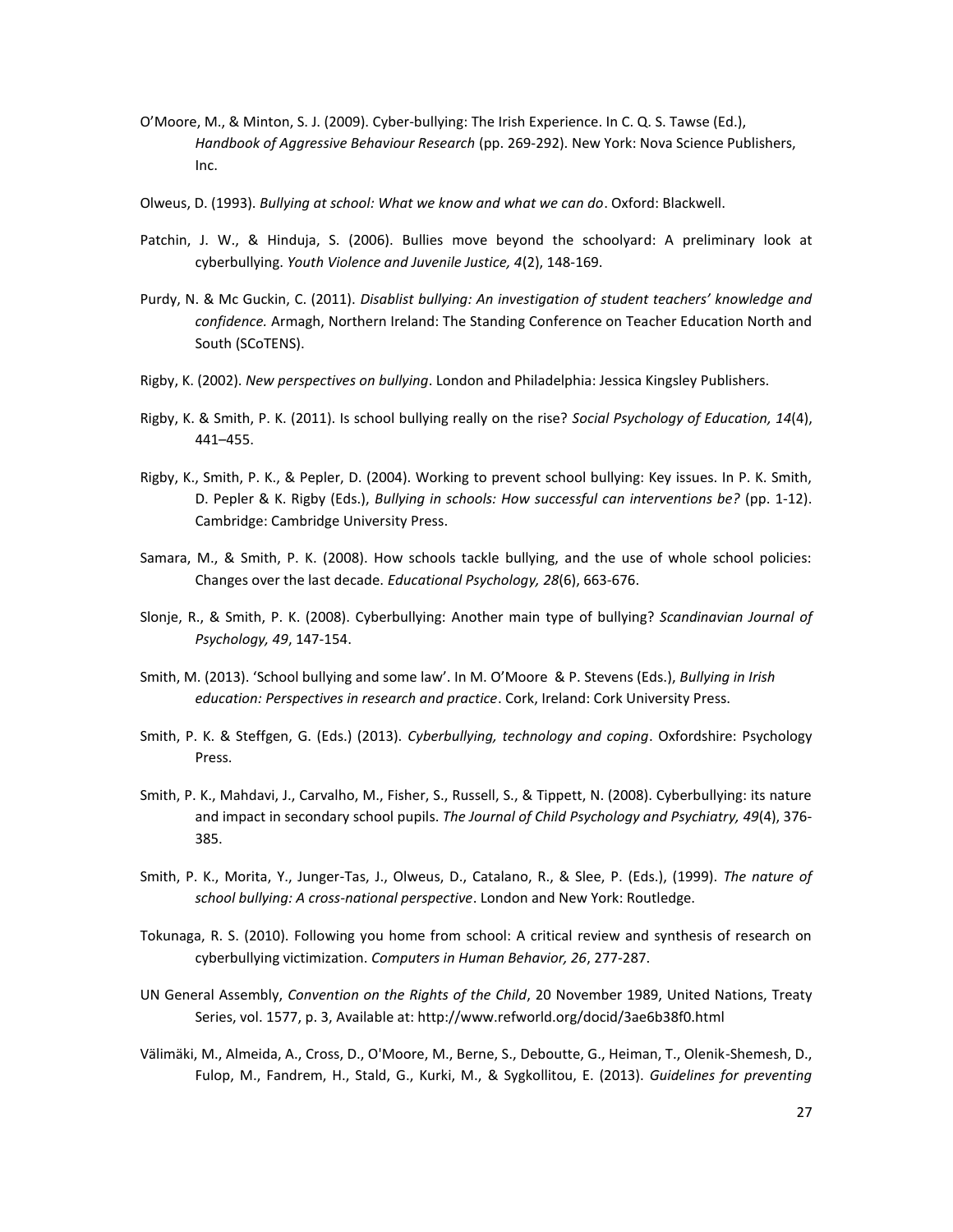O'Moore, M., & Minton, S. J. (2009). Cyber-bullying: The Irish Experience. In C. Q. S. Tawse (Ed.), *Handbook of Aggressive Behaviour Research* (pp. 269-292). New York: Nova Science Publishers, Inc.

Olweus, D. (1993). *Bullying at school: What we know and what we can do*. Oxford: Blackwell.

Patchin, J. W., & Hinduja, S. (2006). Bullies move beyond the schoolyard: A preliminary look at cyberbullying. *Youth Violence and Juvenile Justice, 4*(2), 148-169.

Purdy, N. & Mc Guckin, C. (2011). *Disablist bullying: An investigation of student teachers' knowledge and confidence.* Armagh, Northern Ireland: The Standing Conference on Teacher Education North and South (SCoTENS).

Rigby, K. (2002). *New perspectives on bullying*. London and Philadelphia: Jessica Kingsley Publishers.

Rigby, K. & Smith, P. K. (2011). Is school bullying really on the rise? *Social Psychology of Education, 14*(4), 441–455.

Rigby, K., Smith, P. K., & Pepler, D. (2004). Working to prevent school bullying: Key issues. In P. K. Smith, D. Pepler & K. Rigby (Eds.), *Bullying in schools: How successful can interventions be?* (pp. 1-12). Cambridge: Cambridge University Press.

Samara, M., & Smith, P. K. (2008). How schools tackle bullying, and the use of whole school policies: Changes over the last decade. *Educational Psychology, 28*(6), 663-676.

Slonje, R., & Smith, P. K. (2008). Cyberbullying: Another main type of bullying? *Scandinavian Journal of Psychology, 49*, 147-154.

Smith, M. (2013). 'School bullying and some law'. In M. O'Moore & P. Stevens (Eds.), *Bullying in Irish education: Perspectives in research and practice*. Cork, Ireland: Cork University Press.

Smith, P. K. & Steffgen, G. (Eds.) (2013). *Cyberbullying, technology and coping*. Oxfordshire: Psychology Press.

Smith, P. K., Mahdavi, J., Carvalho, M., Fisher, S., Russell, S., & Tippett, N. (2008). Cyberbullying: its nature and impact in secondary school pupils. *The Journal of Child Psychology and Psychiatry, 49*(4), 376-385.

Smith, P. K., Morita, Y., Junger-Tas, J., Olweus, D., Catalano, R., & Slee, P. (Eds.), (1999). *The nature of school bullying: A cross-national perspective*. London and New York: Routledge.

Tokunaga, R. S. (2010). Following you home from school: A critical review and synthesis of research on cyberbullying victimization. *Computers in Human Behavior, 26*, 277-287.

UN General Assembly, *Convention on the Rights of the Child*, 20 November 1989, United Nations, Treaty Series, vol. 1577, p. 3, Available at: http://www.refworld.org/docid/3ae6b38f0.html

Välimäki, M., Almeida, A., Cross, D., O'Moore, M., Berne, S., Deboutte, G., Heiman, T., Olenik-Shemesh, D., Fulop, M., Fandrem, H., Stald, G., Kurki, M., & Sygkollitou, E. (2013). *Guidelines for preventing*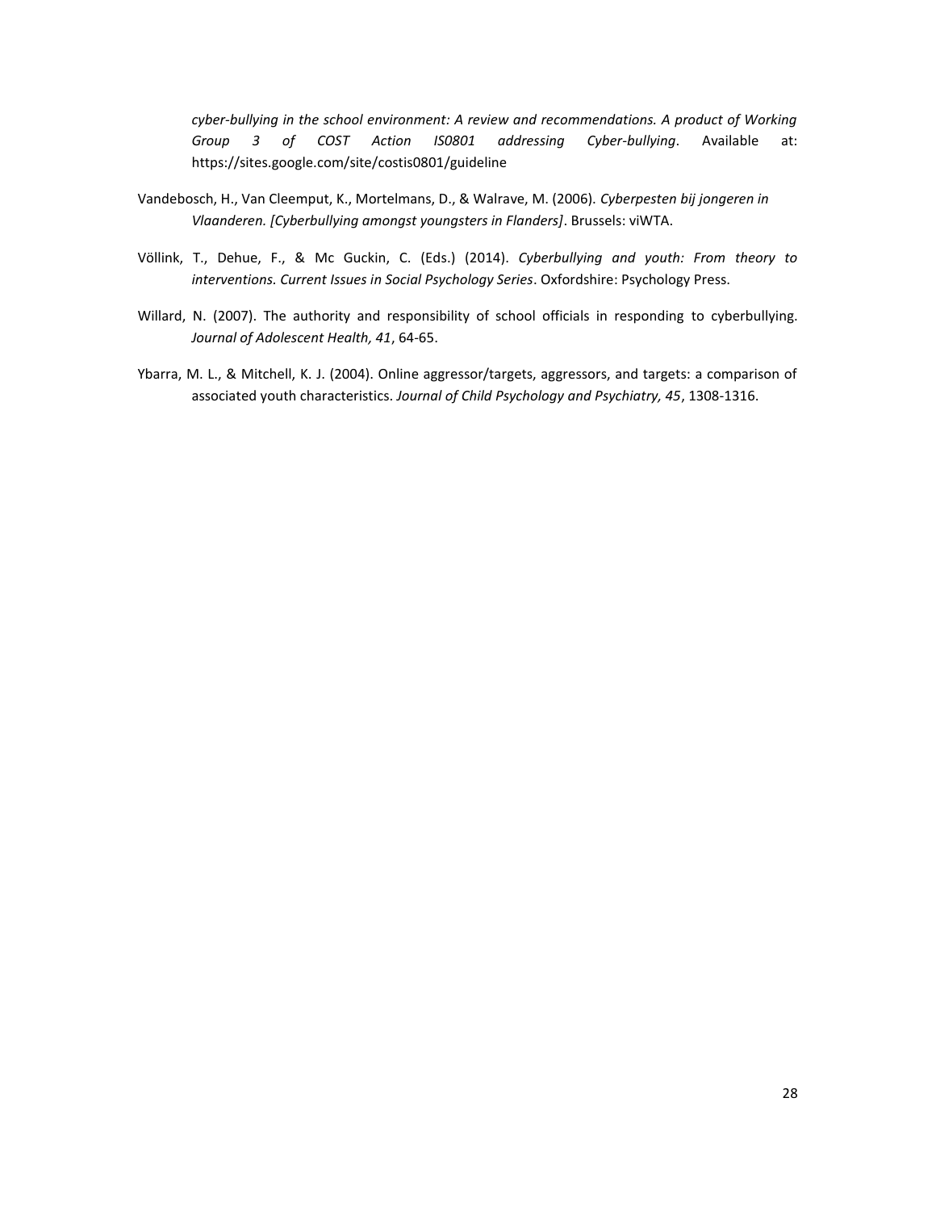*cyber-bullying in the school environment: A review and recommendations. A product of Working Group 3 of COST Action IS0801 addressing Cyber-bullying*. Available at: https://sites.google.com/site/costis0801/guideline

Vandebosch, H., Van Cleemput, K., Mortelmans, D., & Walrave, M. (2006). *Cyberpesten bij jongeren in Vlaanderen. [Cyberbullying amongst youngsters in Flanders]*. Brussels: viWTA.

Völlink, T., Dehue, F., & Mc Guckin, C. (Eds.) (2014). *Cyberbullying and youth: From theory to interventions. Current Issues in Social Psychology Series*. Oxfordshire: Psychology Press.

Willard, N. (2007). The authority and responsibility of school officials in responding to cyberbullying. *Journal of Adolescent Health, 41*, 64-65.

Ybarra, M. L., & Mitchell, K. J. (2004). Online aggressor/targets, aggressors, and targets: a comparison of associated youth characteristics. *Journal of Child Psychology and Psychiatry, 45*, 1308-1316.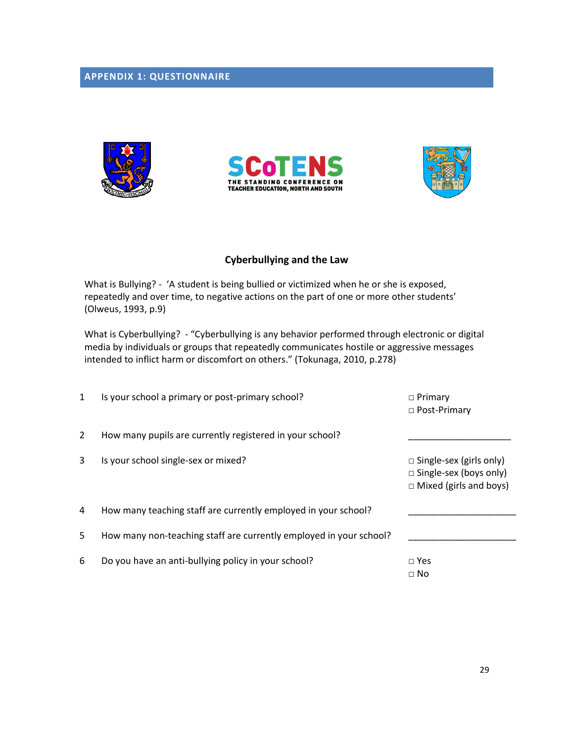## APPENDIX 1: QUESTIONNAIRE

SCoTENS
THE STANDING CONFERENCE ON TEACHER EDUCATION, NORTH AND SOUTH

**Cyberbullying and the Law**

What is Bullying? - 'A student is being bullied or victimized when he or she is exposed, repeatedly and over time, to negative actions on the part of one or more other students' (Olweus, 1993, p.9)

What is Cyberbullying? - "Cyberbullying is any behavior performed through electronic or digital media by individuals or groups that repeatedly communicates hostile or aggressive messages intended to inflict harm or discomfort on others." (Tokunaga, 2010, p.278)

| | | |
|---|---|---|
| 1 | Is your school a primary or post-primary school? | □ Primary<br>□ Post-Primary |
| 2 | How many pupils are currently registered in your school? | ____________________ |
| 3 | Is your school single-sex or mixed? | □ Single-sex (girls only)<br>□ Single-sex (boys only)<br>□ Mixed (girls and boys) |
| 4 | How many teaching staff are currently employed in your school? | ____________________ |
| 5 | How many non-teaching staff are currently employed in your school? | ____________________ |
| 6 | Do you have an anti-bullying policy in your school? | □ Yes<br>□ No |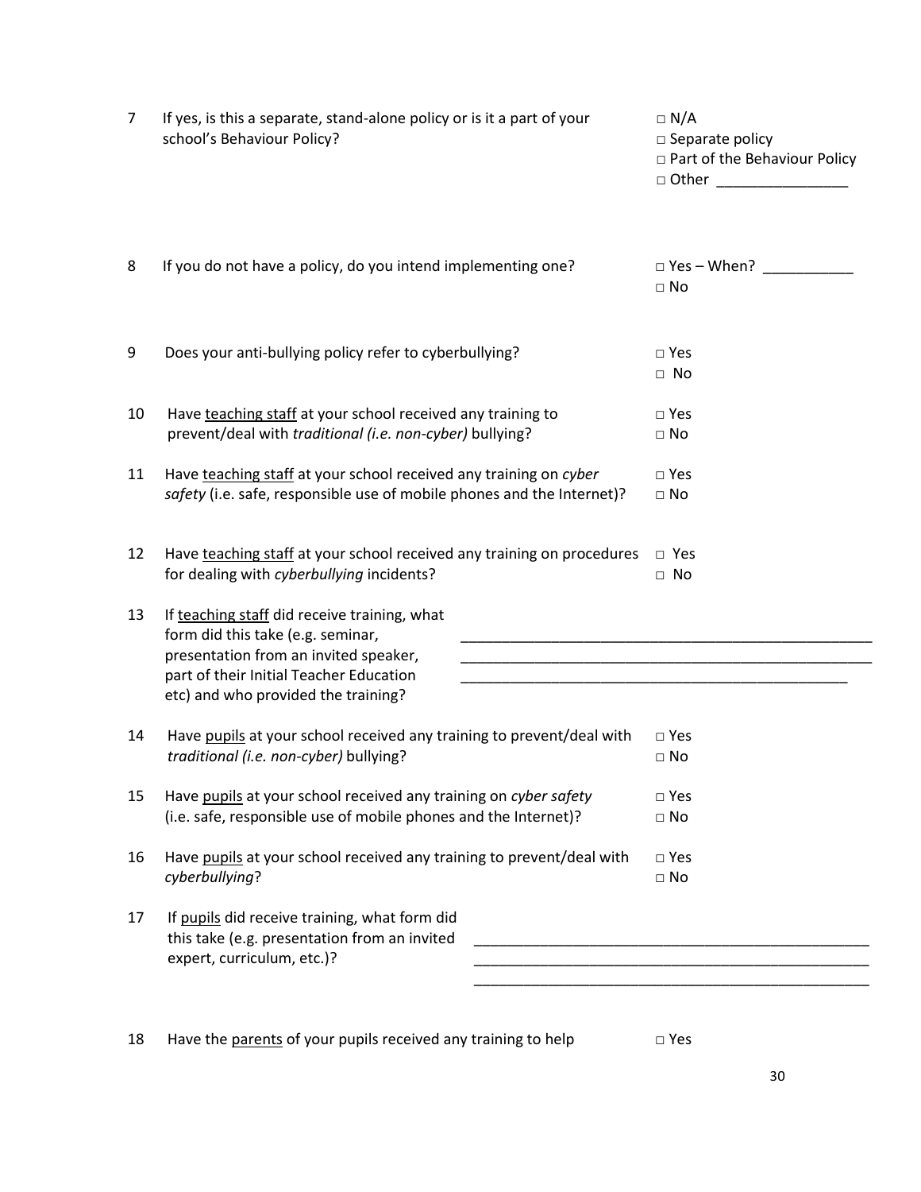| | | |
|---|---|---|
| 7 | If yes, is this a separate, stand-alone policy or is it a part of your school's Behaviour Policy? | □ N/A<br>□ Separate policy<br>□ Part of the Behaviour Policy<br>□ Other ________________ |
| 8 | If you do not have a policy, do you intend implementing one? | □ Yes – When? ___________<br>□ No |
| 9 | Does your anti-bullying policy refer to cyberbullying? | □ Yes<br>□ No |
| 10 | Have <u>teaching staff</u> at your school received any training to prevent/deal with *traditional (i.e. non-cyber)* bullying? | □ Yes<br>□ No |
| 11 | Have <u>teaching staff</u> at your school received any training on *cyber safety* (i.e. safe, responsible use of mobile phones and the Internet)? | □ Yes<br>□ No |
| 12 | Have <u>teaching staff</u> at your school received any training on procedures for dealing with *cyberbullying* incidents? | □ Yes<br>□ No |
| 13 | If <u>teaching staff</u> did receive training, what form did this take (e.g. seminar, presentation from an invited speaker, part of their Initial Teacher Education etc) and who provided the training? | ____________________________________________________<br>____________________________________________________<br>_________________________________________________ |
| 14 | Have <u>pupils</u> at your school received any training to prevent/deal with *traditional (i.e. non-cyber)* bullying? | □ Yes<br>□ No |
| 15 | Have <u>pupils</u> at your school received any training on *cyber safety* (i.e. safe, responsible use of mobile phones and the Internet)? | □ Yes<br>□ No |
| 16 | Have <u>pupils</u> at your school received any training to prevent/deal with *cyberbullying*? | □ Yes<br>□ No |
| 17 | If <u>pupils</u> did receive training, what form did this take (e.g. presentation from an invited expert, curriculum, etc.)? | _________________________________________________<br>_________________________________________________<br>_________________________________________________ |
| 18 | Have the <u>parents</u> of your pupils received any training to help | □ Yes |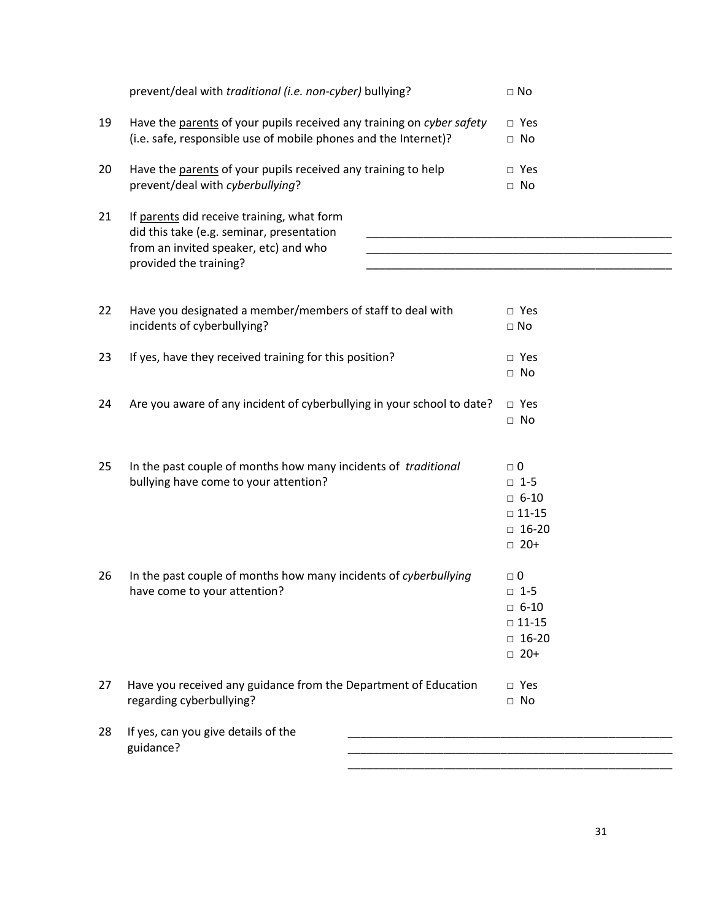prevent/deal with *traditional (i.e. non-cyber)* bullying? □ No

19 Have the <u>parents</u> of your pupils received any training on *cyber safety* (i.e. safe, responsible use of mobile phones and the Internet)?
□ Yes
□ No

20 Have the <u>parents</u> of your pupils received any training to help prevent/deal with *cyberbullying*?
□ Yes
□ No

21 If <u>parents</u> did receive training, what form did this take (e.g. seminar, presentation from an invited speaker, etc) and who provided the training?
_______________________________________________
_______________________________________________
_______________________________________________

22 Have you designated a member/members of staff to deal with incidents of cyberbullying?
□ Yes
□ No

23 If yes, have they received training for this position?
□ Yes
□ No

24 Are you aware of any incident of cyberbullying in your school to date?
□ Yes
□ No

25 In the past couple of months how many incidents of *traditional* bullying have come to your attention?
□ 0
□ 1-5
□ 6-10
□ 11-15
□ 16-20
□ 20+

26 In the past couple of months how many incidents of *cyberbullying* have come to your attention?
□ 0
□ 1-5
□ 6-10
□ 11-15
□ 16-20
□ 20+

27 Have you received any guidance from the Department of Education regarding cyberbullying?
□ Yes
□ No

28 If yes, can you give details of the guidance?
_______________________________________________
_______________________________________________
_______________________________________________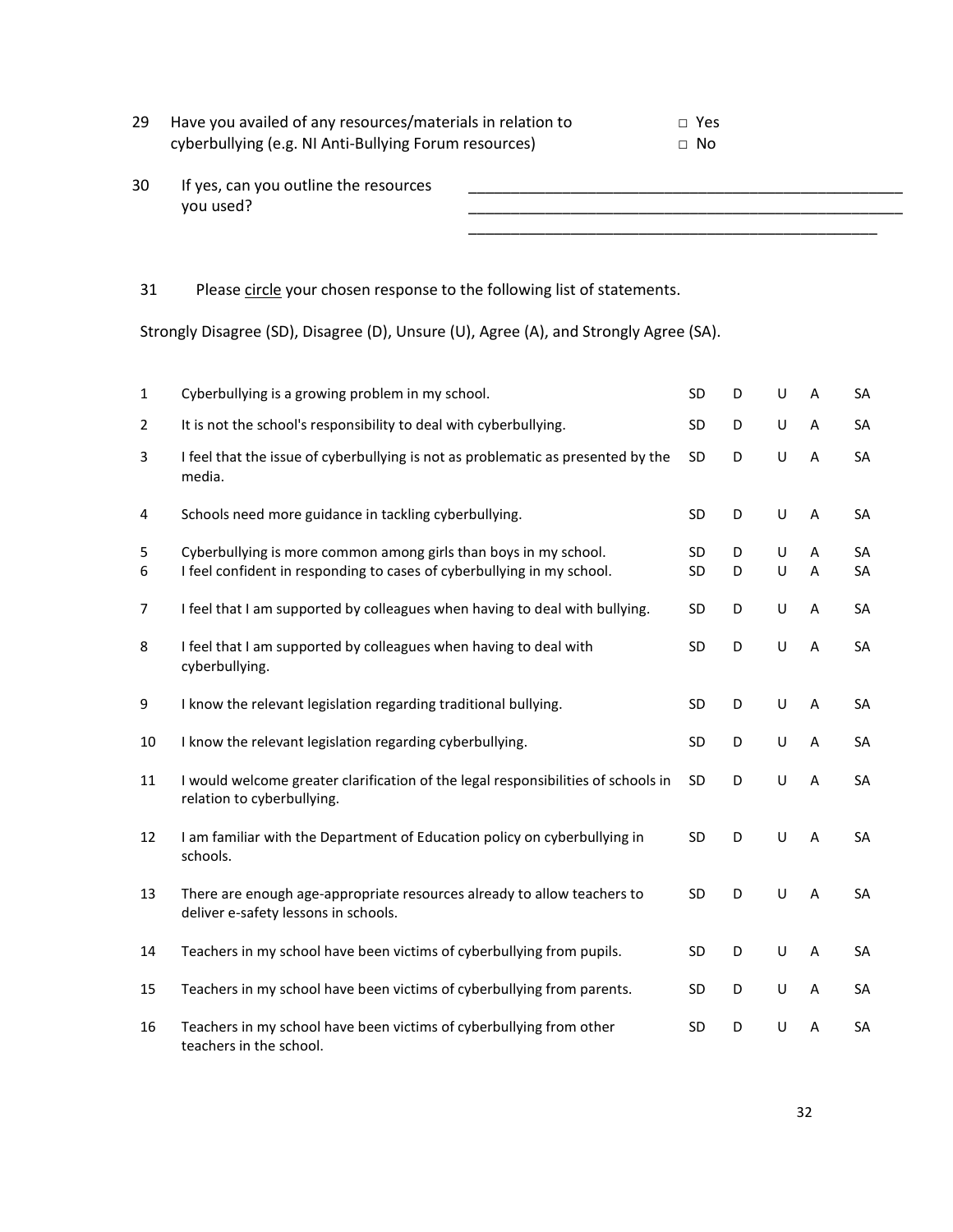29 Have you availed of any resources/materials in relation to cyberbullying (e.g. NI Anti-Bullying Forum resources)

□ Yes
□ No

30 If yes, can you outline the resources you used?

_____________________________________________________
_____________________________________________________
___________________________________________________

31 Please <u>circle</u> your chosen response to the following list of statements.

Strongly Disagree (SD), Disagree (D), Unsure (U), Agree (A), and Strongly Agree (SA).

| | | | | | | |
|---|---|---|---|---|---|---|
| 1 | Cyberbullying is a growing problem in my school. | SD | D | U | A | SA |
| 2 | It is not the school's responsibility to deal with cyberbullying. | SD | D | U | A | SA |
| 3 | I feel that the issue of cyberbullying is not as problematic as presented by the media. | SD | D | U | A | SA |
| 4 | Schools need more guidance in tackling cyberbullying. | SD | D | U | A | SA |
| 5 | Cyberbullying is more common among girls than boys in my school. | SD | D | U | A | SA |
| 6 | I feel confident in responding to cases of cyberbullying in my school. | SD | D | U | A | SA |
| 7 | I feel that I am supported by colleagues when having to deal with bullying. | SD | D | U | A | SA |
| 8 | I feel that I am supported by colleagues when having to deal with cyberbullying. | SD | D | U | A | SA |
| 9 | I know the relevant legislation regarding traditional bullying. | SD | D | U | A | SA |
| 10 | I know the relevant legislation regarding cyberbullying. | SD | D | U | A | SA |
| 11 | I would welcome greater clarification of the legal responsibilities of schools in relation to cyberbullying. | SD | D | U | A | SA |
| 12 | I am familiar with the Department of Education policy on cyberbullying in schools. | SD | D | U | A | SA |
| 13 | There are enough age-appropriate resources already to allow teachers to deliver e-safety lessons in schools. | SD | D | U | A | SA |
| 14 | Teachers in my school have been victims of cyberbullying from pupils. | SD | D | U | A | SA |
| 15 | Teachers in my school have been victims of cyberbullying from parents. | SD | D | U | A | SA |
| 16 | Teachers in my school have been victims of cyberbullying from other teachers in the school. | SD | D | U | A | SA |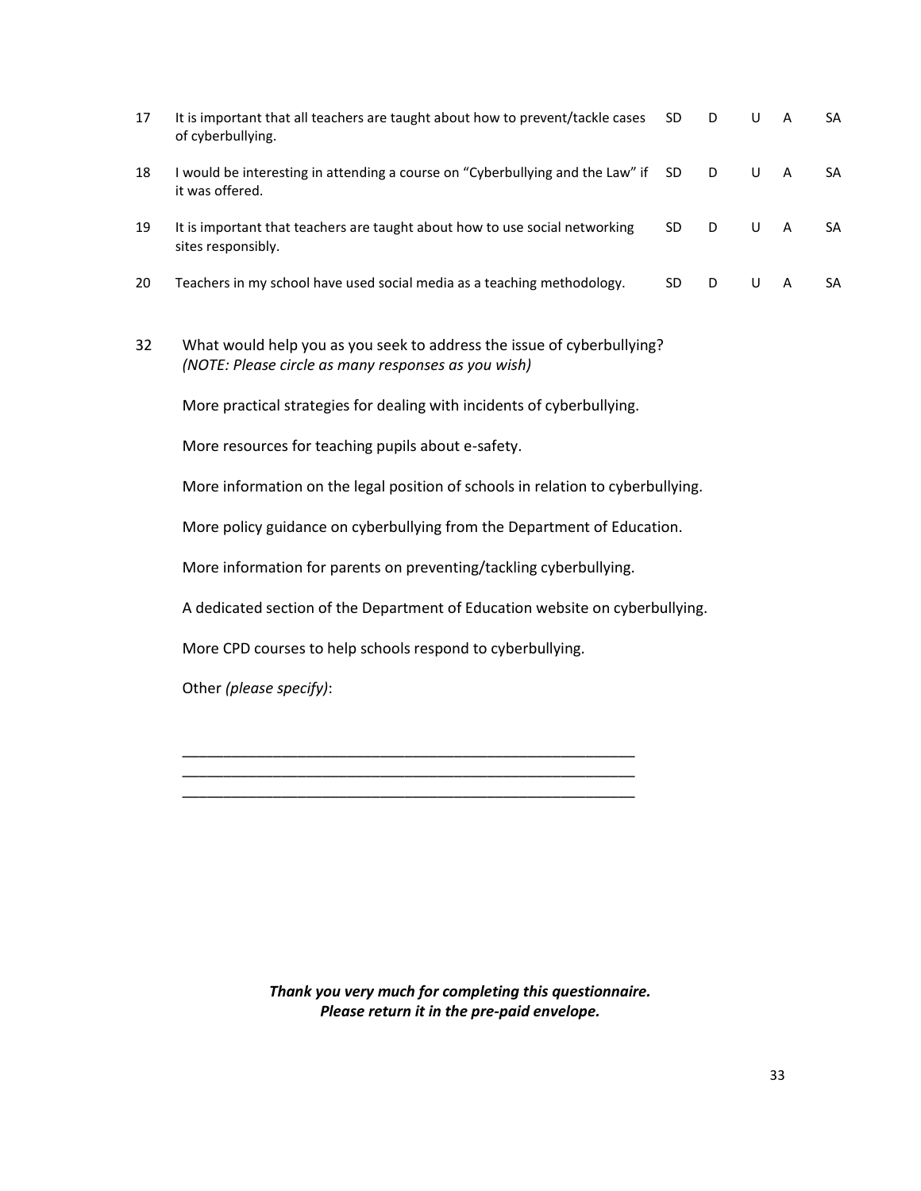| | | | | | | |
|---|---|---|---|---|---|---|
| 17 | It is important that all teachers are taught about how to prevent/tackle cases of cyberbullying. | SD | D | U | A | SA |
| 18 | I would be interesting in attending a course on "Cyberbullying and the Law" if it was offered. | SD | D | U | A | SA |
| 19 | It is important that teachers are taught about how to use social networking sites responsibly. | SD | D | U | A | SA |
| 20 | Teachers in my school have used social media as a teaching methodology. | SD | D | U | A | SA |

32 What would help you as you seek to address the issue of cyberbullying?
*(NOTE: Please circle as many responses as you wish)*

More practical strategies for dealing with incidents of cyberbullying.

More resources for teaching pupils about e-safety.

More information on the legal position of schools in relation to cyberbullying.

More policy guidance on cyberbullying from the Department of Education.

More information for parents on preventing/tackling cyberbullying.

A dedicated section of the Department of Education website on cyberbullying.

More CPD courses to help schools respond to cyberbullying.

Other *(please specify)*:

___________________________________________________________
___________________________________________________________
___________________________________________________________

***Thank you very much for completing this questionnaire.***
***Please return it in the pre-paid envelope.***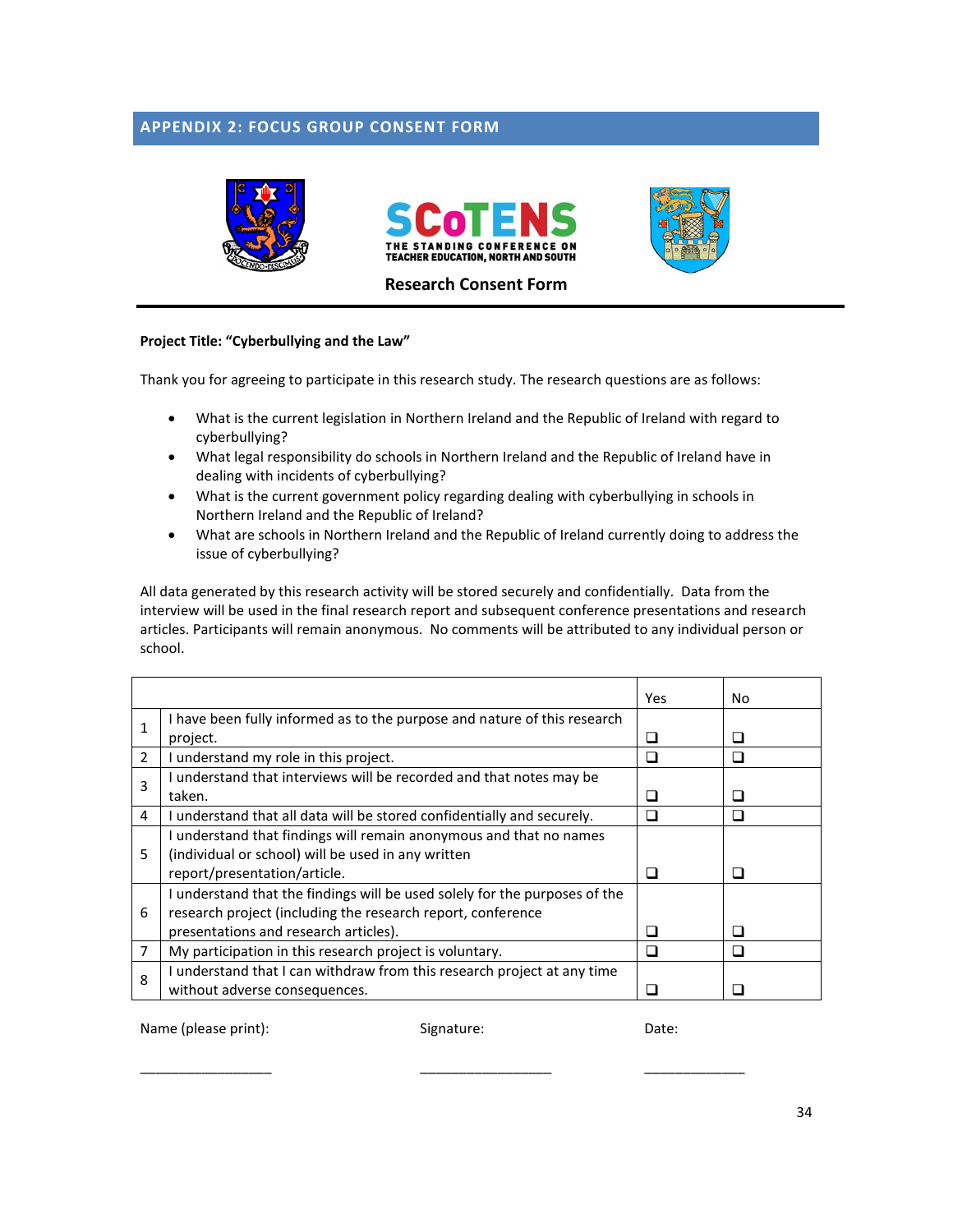## APPENDIX 2: FOCUS GROUP CONSENT FORM

SCoTENS

THE STANDING CONFERENCE ON TEACHER EDUCATION, NORTH AND SOUTH

### Research Consent Form

**Project Title: "Cyberbullying and the Law"**

Thank you for agreeing to participate in this research study. The research questions are as follows:

- What is the current legislation in Northern Ireland and the Republic of Ireland with regard to cyberbullying?
- What legal responsibility do schools in Northern Ireland and the Republic of Ireland have in dealing with incidents of cyberbullying?
- What is the current government policy regarding dealing with cyberbullying in schools in Northern Ireland and the Republic of Ireland?
- What are schools in Northern Ireland and the Republic of Ireland currently doing to address the issue of cyberbullying?

All data generated by this research activity will be stored securely and confidentially. Data from the interview will be used in the final research report and subsequent conference presentations and research articles. Participants will remain anonymous. No comments will be attributed to any individual person or school.

| | | Yes | No |
|---|---|---|---|
| 1 | I have been fully informed as to the purpose and nature of this research project. | ❑ | ❑ |
| 2 | I understand my role in this project. | ❑ | ❑ |
| 3 | I understand that interviews will be recorded and that notes may be taken. | ❑ | ❑ |
| 4 | I understand that all data will be stored confidentially and securely. | ❑ | ❑ |
| 5 | I understand that findings will remain anonymous and that no names (individual or school) will be used in any written report/presentation/article. | ❑ | ❑ |
| 6 | I understand that the findings will be used solely for the purposes of the research project (including the research report, conference presentations and research articles). | ❑ | ❑ |
| 7 | My participation in this research project is voluntary. | ❑ | ❑ |
| 8 | I understand that I can withdraw from this research project at any time without adverse consequences. | ❑ | ❑ |

Name (please print): ________________

Signature: ________________

Date: ____________